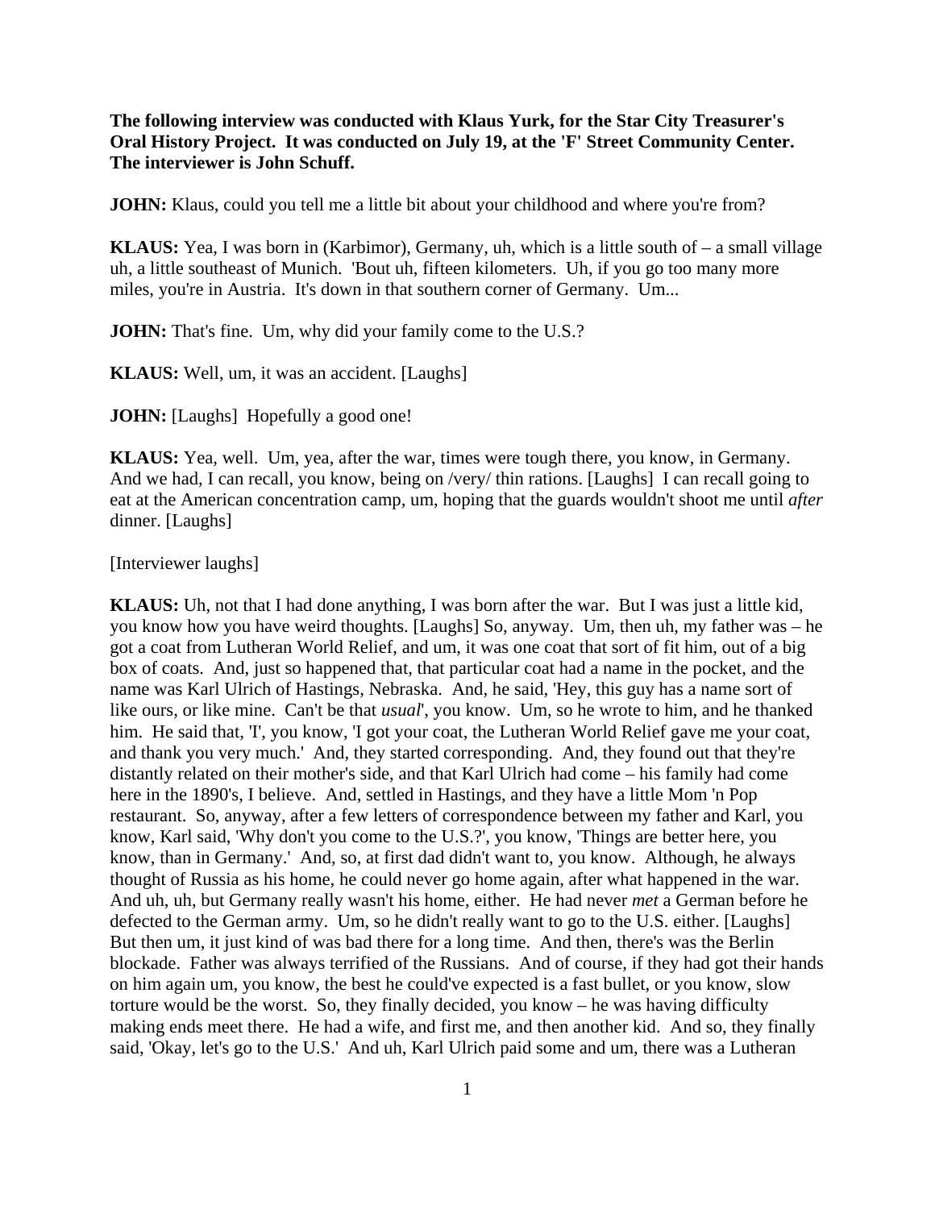**The following interview was conducted with Klaus Yurk, for the Star City Treasurer's Oral History Project. It was conducted on July 19, at the 'F' Street Community Center. The interviewer is John Schuff.**

**JOHN:** Klaus, could you tell me a little bit about your childhood and where you're from?

**KLAUS:** Yea, I was born in (Karbimor), Germany, uh, which is a little south of – a small village uh, a little southeast of Munich. 'Bout uh, fifteen kilometers. Uh, if you go too many more miles, you're in Austria. It's down in that southern corner of Germany. Um...

**JOHN:** That's fine. Um, why did your family come to the U.S.?

**KLAUS:** Well, um, it was an accident. [Laughs]

**JOHN:** [Laughs] Hopefully a good one!

**KLAUS:** Yea, well. Um, yea, after the war, times were tough there, you know, in Germany. And we had, I can recall, you know, being on /very/ thin rations. [Laughs] I can recall going to eat at the American concentration camp, um, hoping that the guards wouldn't shoot me until *after* dinner. [Laughs]

[Interviewer laughs]

**KLAUS:** Uh, not that I had done anything, I was born after the war. But I was just a little kid, you know how you have weird thoughts. [Laughs] So, anyway. Um, then uh, my father was – he got a coat from Lutheran World Relief, and um, it was one coat that sort of fit him, out of a big box of coats. And, just so happened that, that particular coat had a name in the pocket, and the name was Karl Ulrich of Hastings, Nebraska. And, he said, 'Hey, this guy has a name sort of like ours, or like mine. Can't be that *usual*', you know. Um, so he wrote to him, and he thanked him. He said that, 'I', you know, 'I got your coat, the Lutheran World Relief gave me your coat, and thank you very much.' And, they started corresponding. And, they found out that they're distantly related on their mother's side, and that Karl Ulrich had come – his family had come here in the 1890's, I believe. And, settled in Hastings, and they have a little Mom 'n Pop restaurant. So, anyway, after a few letters of correspondence between my father and Karl, you know, Karl said, 'Why don't you come to the U.S.?', you know, 'Things are better here, you know, than in Germany.' And, so, at first dad didn't want to, you know. Although, he always thought of Russia as his home, he could never go home again, after what happened in the war. And uh, uh, but Germany really wasn't his home, either. He had never *met* a German before he defected to the German army. Um, so he didn't really want to go to the U.S. either. [Laughs] But then um, it just kind of was bad there for a long time. And then, there's was the Berlin blockade. Father was always terrified of the Russians. And of course, if they had got their hands on him again um, you know, the best he could've expected is a fast bullet, or you know, slow torture would be the worst. So, they finally decided, you know – he was having difficulty making ends meet there. He had a wife, and first me, and then another kid. And so, they finally said, 'Okay, let's go to the U.S.' And uh, Karl Ulrich paid some and um, there was a Lutheran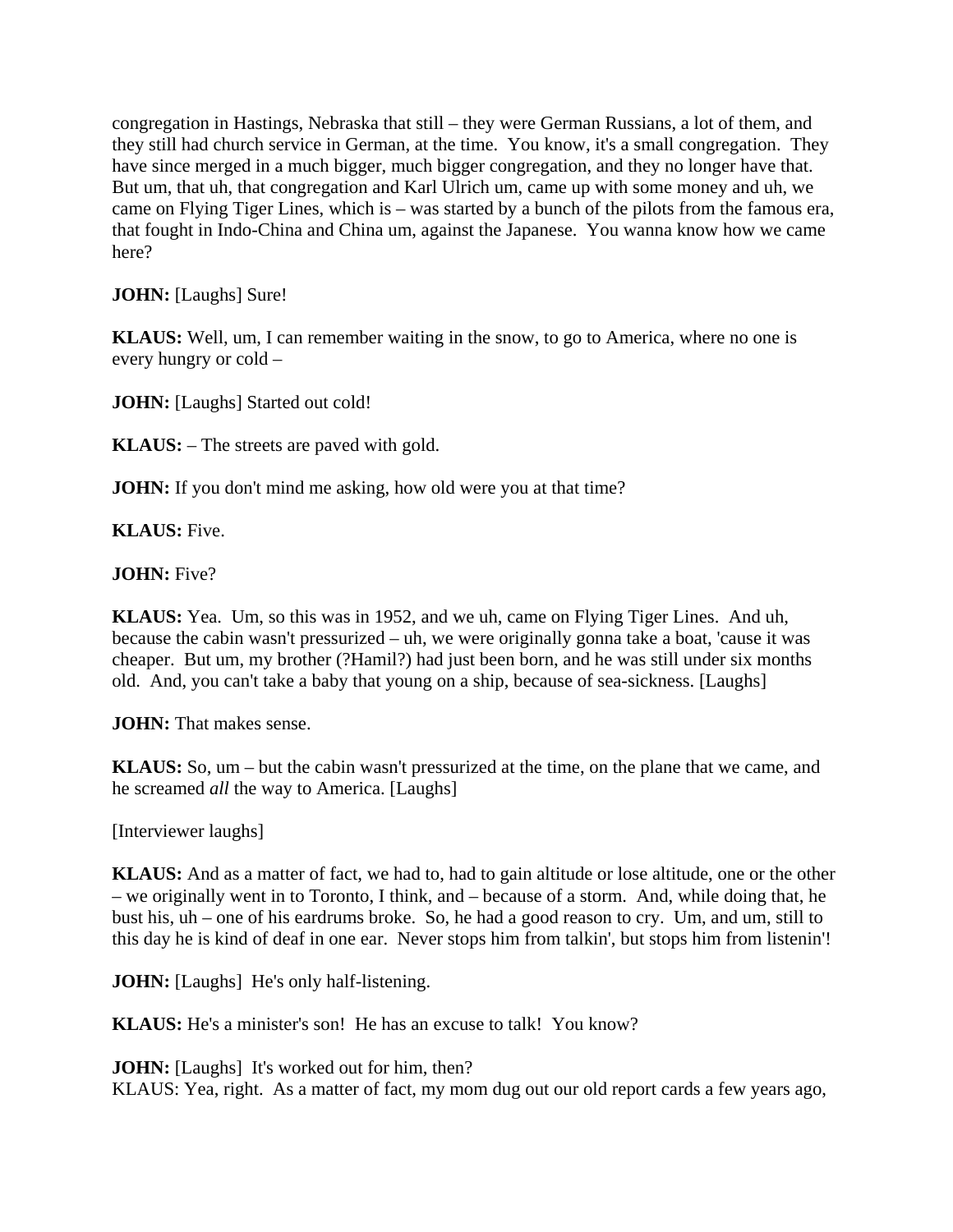congregation in Hastings, Nebraska that still – they were German Russians, a lot of them, and they still had church service in German, at the time.  You know, it's a small congregation.  They have since merged in a much bigger, much bigger congregation, and they no longer have that.  But um, that uh, that congregation and Karl Ulrich um, came up with some money and uh, we came on Flying Tiger Lines, which is – was started by a bunch of the pilots from the famous era, that fought in Indo-China and China um, against the Japanese.  You wanna know how we came here?

**JOHN:** [Laughs] Sure!

**KLAUS:** Well, um, I can remember waiting in the snow, to go to America, where no one is every hungry or cold –

**JOHN:** [Laughs] Started out cold!

**KLAUS:** – The streets are paved with gold.

**JOHN:** If you don't mind me asking, how old were you at that time?

**KLAUS:** Five.

**JOHN:** Five?

**KLAUS:** Yea.  Um, so this was in 1952, and we uh, came on Flying Tiger Lines.  And uh, because the cabin wasn't pressurized – uh, we were originally gonna take a boat, 'cause it was cheaper.  But um, my brother (?Hamil?) had just been born, and he was still under six months old.  And, you can't take a baby that young on a ship, because of sea-sickness. [Laughs]

**JOHN:** That makes sense.

**KLAUS:** So, um – but the cabin wasn't pressurized at the time, on the plane that we came, and he screamed *all* the way to America. [Laughs]

[Interviewer laughs]

**KLAUS:** And as a matter of fact, we had to, had to gain altitude or lose altitude, one or the other – we originally went in to Toronto, I think, and – because of a storm.  And, while doing that, he bust his, uh – one of his eardrums broke.  So, he had a good reason to cry.  Um, and um, still to this day he is kind of deaf in one ear.  Never stops him from talkin', but stops him from listenin'!

**JOHN:** [Laughs]  He's only half-listening.

**KLAUS:** He's a minister's son!  He has an excuse to talk!  You know?

**JOHN:** [Laughs]  It's worked out for him, then?
KLAUS: Yea, right.  As a matter of fact, my mom dug out our old report cards a few years ago,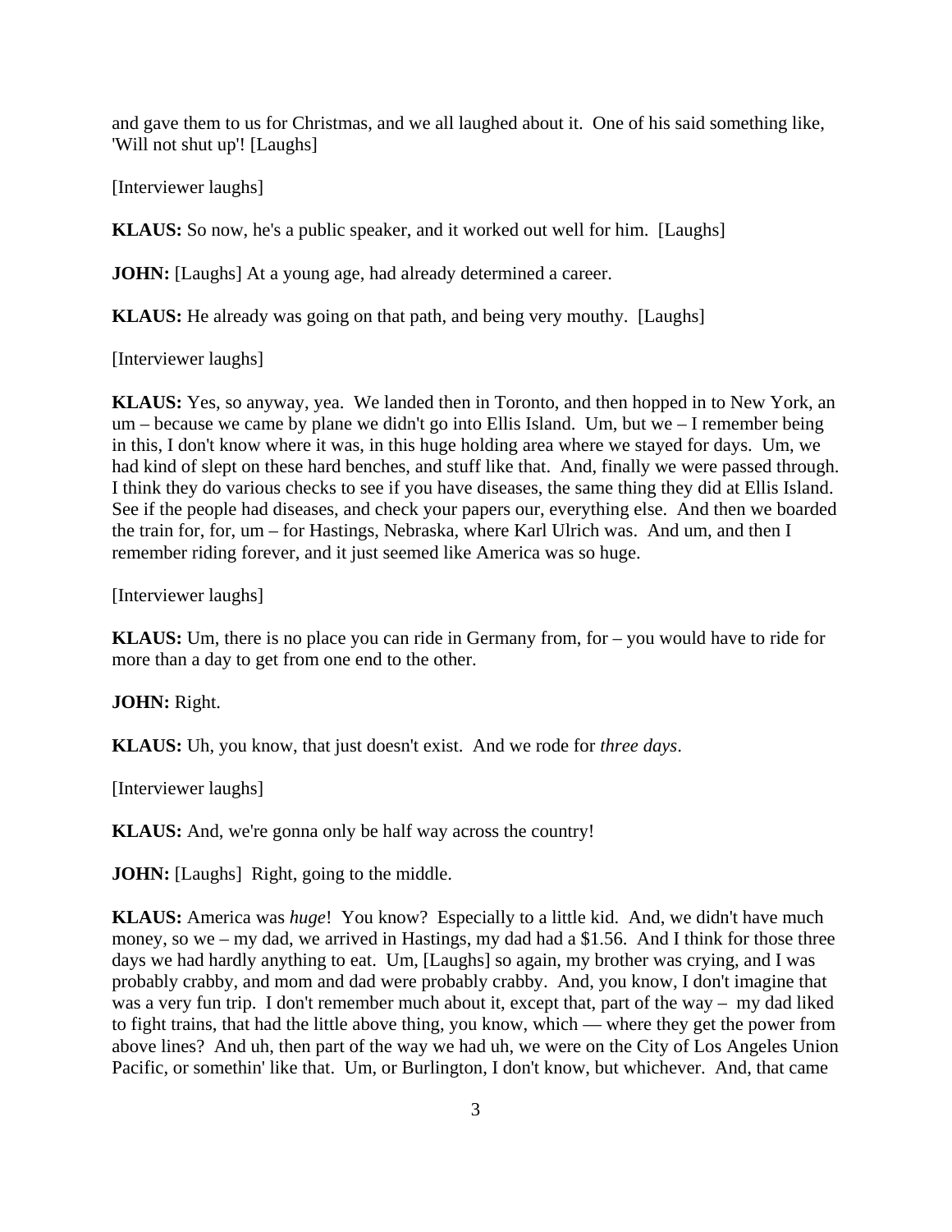and gave them to us for Christmas, and we all laughed about it. One of his said something like, 'Will not shut up'! [Laughs]

[Interviewer laughs]

**KLAUS:** So now, he's a public speaker, and it worked out well for him. [Laughs]

**JOHN:** [Laughs] At a young age, had already determined a career.

**KLAUS:** He already was going on that path, and being very mouthy. [Laughs]

[Interviewer laughs]

**KLAUS:** Yes, so anyway, yea. We landed then in Toronto, and then hopped in to New York, an um – because we came by plane we didn't go into Ellis Island. Um, but we – I remember being in this, I don't know where it was, in this huge holding area where we stayed for days. Um, we had kind of slept on these hard benches, and stuff like that. And, finally we were passed through. I think they do various checks to see if you have diseases, the same thing they did at Ellis Island. See if the people had diseases, and check your papers our, everything else. And then we boarded the train for, for, um – for Hastings, Nebraska, where Karl Ulrich was. And um, and then I remember riding forever, and it just seemed like America was so huge.

[Interviewer laughs]

**KLAUS:** Um, there is no place you can ride in Germany from, for – you would have to ride for more than a day to get from one end to the other.

**JOHN:** Right.

**KLAUS:** Uh, you know, that just doesn't exist. And we rode for *three days*.

[Interviewer laughs]

**KLAUS:** And, we're gonna only be half way across the country!

**JOHN:** [Laughs] Right, going to the middle.

**KLAUS:** America was *huge*! You know? Especially to a little kid. And, we didn't have much money, so we – my dad, we arrived in Hastings, my dad had a $1.56. And I think for those three days we had hardly anything to eat. Um, [Laughs] so again, my brother was crying, and I was probably crabby, and mom and dad were probably crabby. And, you know, I don't imagine that was a very fun trip. I don't remember much about it, except that, part of the way – my dad liked to fight trains, that had the little above thing, you know, which — where they get the power from above lines? And uh, then part of the way we had uh, we were on the City of Los Angeles Union Pacific, or somethin' like that. Um, or Burlington, I don't know, but whichever. And, that came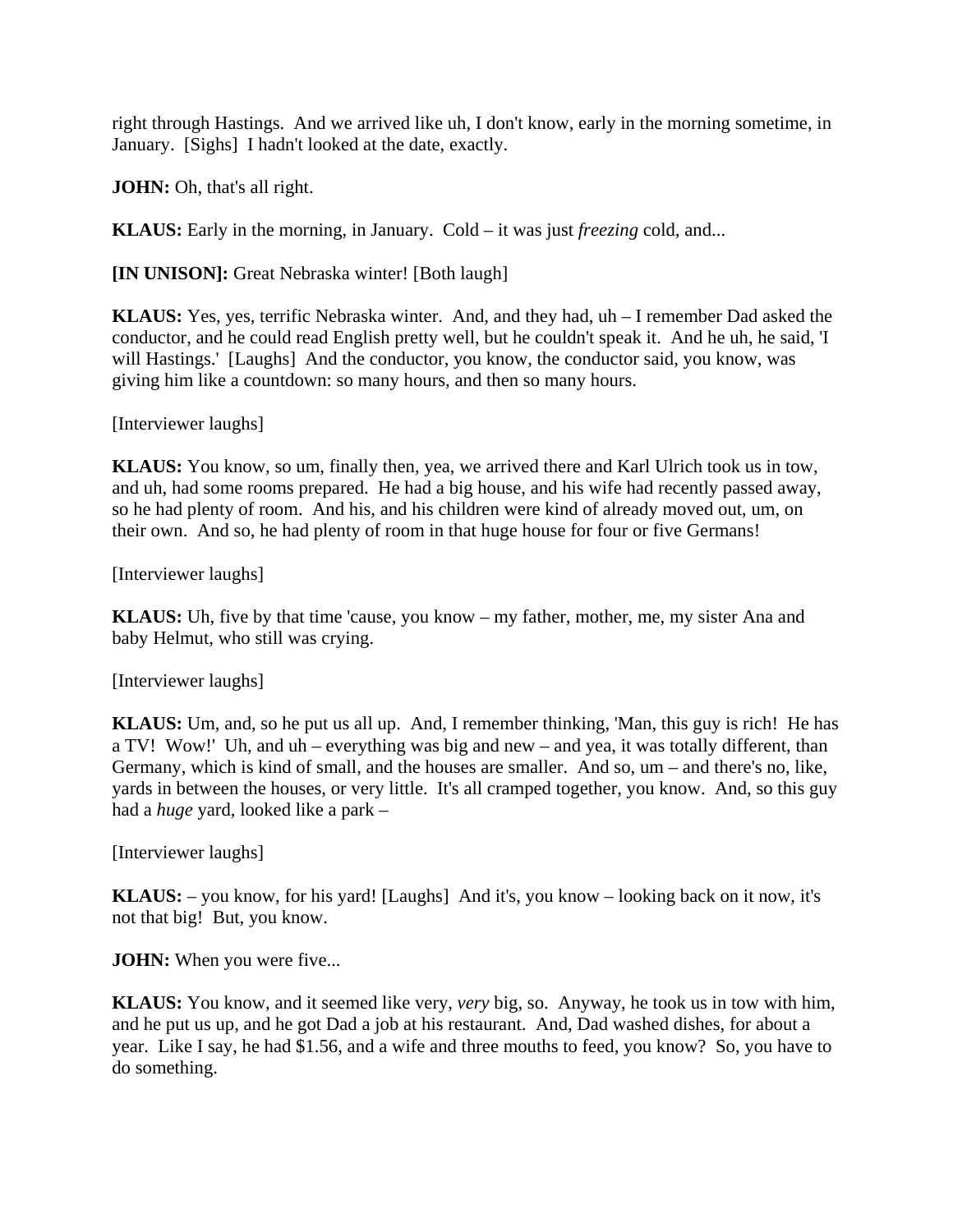right through Hastings. And we arrived like uh, I don't know, early in the morning sometime, in January. [Sighs] I hadn't looked at the date, exactly.

**JOHN:** Oh, that's all right.

**KLAUS:** Early in the morning, in January. Cold – it was just *freezing* cold, and...

**[IN UNISON]:** Great Nebraska winter! [Both laugh]

**KLAUS:** Yes, yes, terrific Nebraska winter. And, and they had, uh – I remember Dad asked the conductor, and he could read English pretty well, but he couldn't speak it. And he uh, he said, 'I will Hastings.' [Laughs] And the conductor, you know, the conductor said, you know, was giving him like a countdown: so many hours, and then so many hours.

[Interviewer laughs]

**KLAUS:** You know, so um, finally then, yea, we arrived there and Karl Ulrich took us in tow, and uh, had some rooms prepared. He had a big house, and his wife had recently passed away, so he had plenty of room. And his, and his children were kind of already moved out, um, on their own. And so, he had plenty of room in that huge house for four or five Germans!

[Interviewer laughs]

**KLAUS:** Uh, five by that time 'cause, you know – my father, mother, me, my sister Ana and baby Helmut, who still was crying.

[Interviewer laughs]

**KLAUS:** Um, and, so he put us all up. And, I remember thinking, 'Man, this guy is rich! He has a TV! Wow!' Uh, and uh – everything was big and new – and yea, it was totally different, than Germany, which is kind of small, and the houses are smaller. And so, um – and there's no, like, yards in between the houses, or very little. It's all cramped together, you know. And, so this guy had a *huge* yard, looked like a park –

[Interviewer laughs]

**KLAUS:** – you know, for his yard! [Laughs] And it's, you know – looking back on it now, it's not that big! But, you know.

**JOHN:** When you were five...

**KLAUS:** You know, and it seemed like very, *very* big, so. Anyway, he took us in tow with him, and he put us up, and he got Dad a job at his restaurant. And, Dad washed dishes, for about a year. Like I say, he had $1.56, and a wife and three mouths to feed, you know? So, you have to do something.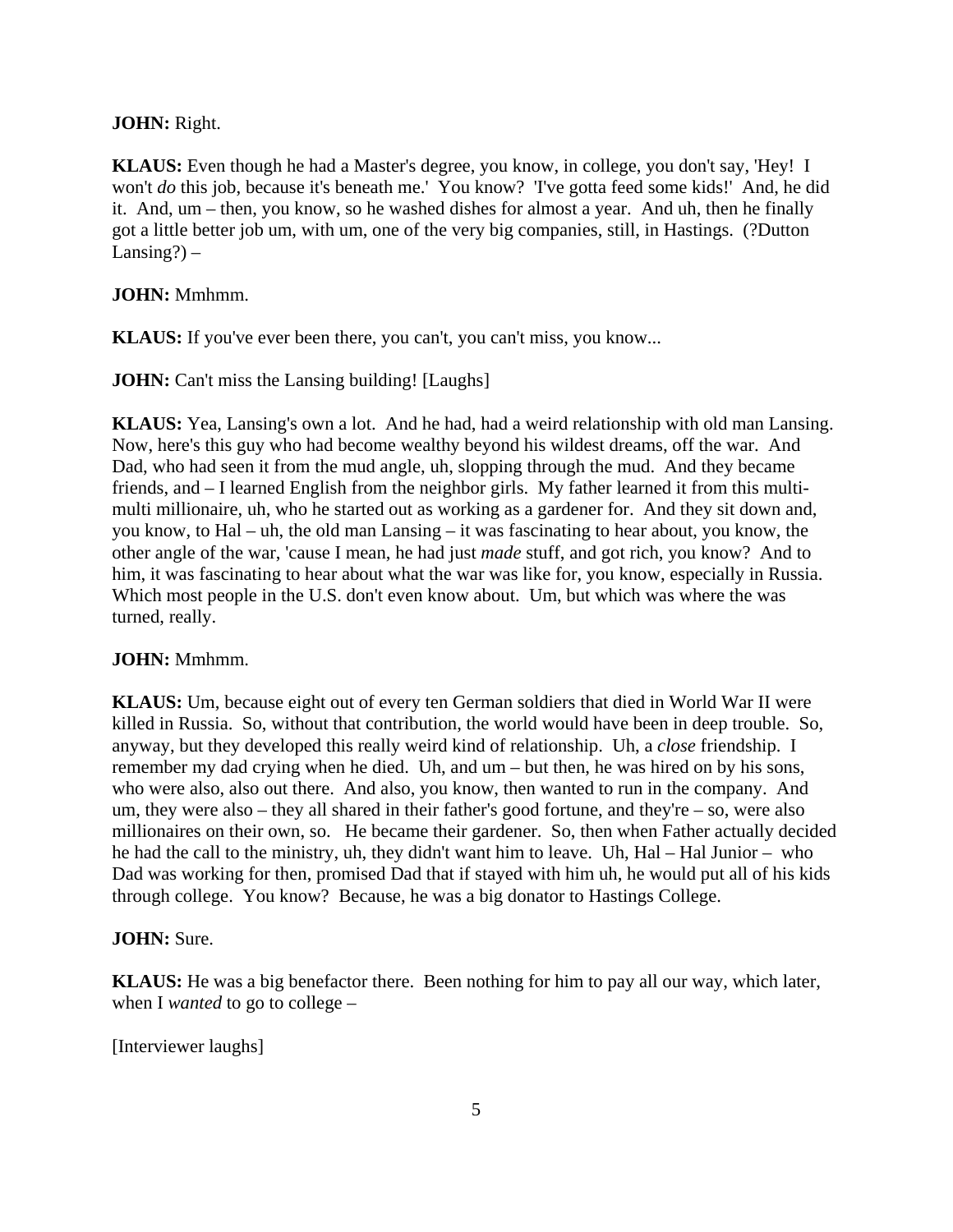**JOHN:** Right.

**KLAUS:** Even though he had a Master's degree, you know, in college, you don't say, 'Hey! I won't *do* this job, because it's beneath me.' You know? 'I've gotta feed some kids!' And, he did it. And, um – then, you know, so he washed dishes for almost a year. And uh, then he finally got a little better job um, with um, one of the very big companies, still, in Hastings. (?Dutton Lansing?) –

**JOHN:** Mmhmm.

**KLAUS:** If you've ever been there, you can't, you can't miss, you know...

**JOHN:** Can't miss the Lansing building! [Laughs]

**KLAUS:** Yea, Lansing's own a lot. And he had, had a weird relationship with old man Lansing. Now, here's this guy who had become wealthy beyond his wildest dreams, off the war. And Dad, who had seen it from the mud angle, uh, slopping through the mud. And they became friends, and – I learned English from the neighbor girls. My father learned it from this multi-multi millionaire, uh, who he started out as working as a gardener for. And they sit down and, you know, to Hal – uh, the old man Lansing – it was fascinating to hear about, you know, the other angle of the war, 'cause I mean, he had just *made* stuff, and got rich, you know? And to him, it was fascinating to hear about what the war was like for, you know, especially in Russia. Which most people in the U.S. don't even know about. Um, but which was where the was turned, really.

**JOHN:** Mmhmm.

**KLAUS:** Um, because eight out of every ten German soldiers that died in World War II were killed in Russia. So, without that contribution, the world would have been in deep trouble. So, anyway, but they developed this really weird kind of relationship. Uh, a *close* friendship. I remember my dad crying when he died. Uh, and um – but then, he was hired on by his sons, who were also, also out there. And also, you know, then wanted to run in the company. And um, they were also – they all shared in their father's good fortune, and they're – so, were also millionaires on their own, so. He became their gardener. So, then when Father actually decided he had the call to the ministry, uh, they didn't want him to leave. Uh, Hal – Hal Junior – who Dad was working for then, promised Dad that if stayed with him uh, he would put all of his kids through college. You know? Because, he was a big donator to Hastings College.

**JOHN:** Sure.

**KLAUS:** He was a big benefactor there. Been nothing for him to pay all our way, which later, when I *wanted* to go to college –

[Interviewer laughs]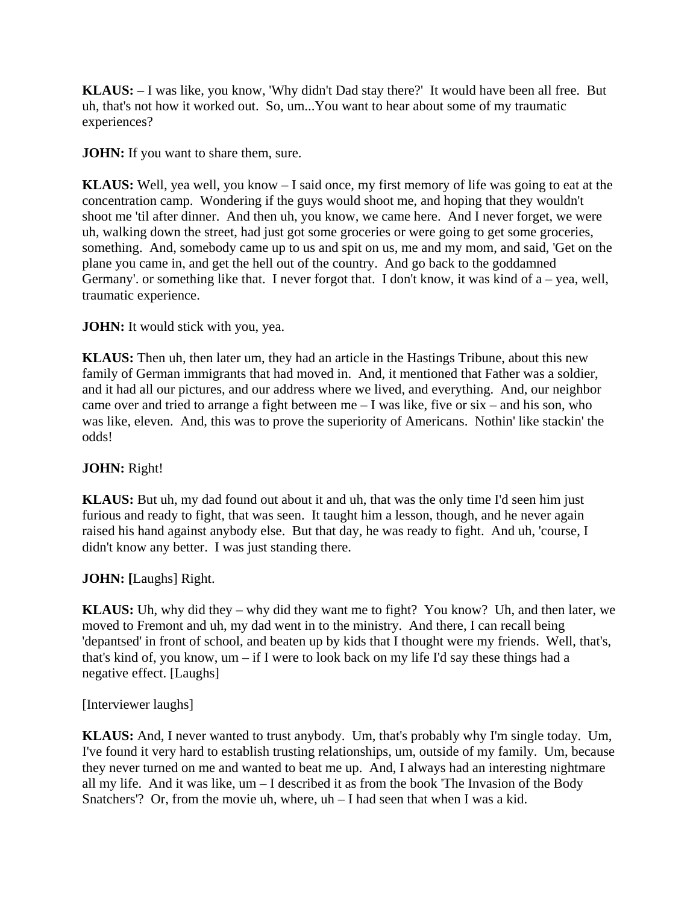**KLAUS:** – I was like, you know, 'Why didn't Dad stay there?' It would have been all free. But uh, that's not how it worked out. So, um...You want to hear about some of my traumatic experiences?

**JOHN:** If you want to share them, sure.

**KLAUS:** Well, yea well, you know – I said once, my first memory of life was going to eat at the concentration camp. Wondering if the guys would shoot me, and hoping that they wouldn't shoot me 'til after dinner. And then uh, you know, we came here. And I never forget, we were uh, walking down the street, had just got some groceries or were going to get some groceries, something. And, somebody came up to us and spit on us, me and my mom, and said, 'Get on the plane you came in, and get the hell out of the country. And go back to the goddamned Germany'. or something like that. I never forgot that. I don't know, it was kind of a – yea, well, traumatic experience.

**JOHN:** It would stick with you, yea.

**KLAUS:** Then uh, then later um, they had an article in the Hastings Tribune, about this new family of German immigrants that had moved in. And, it mentioned that Father was a soldier, and it had all our pictures, and our address where we lived, and everything. And, our neighbor came over and tried to arrange a fight between me – I was like, five or six – and his son, who was like, eleven. And, this was to prove the superiority of Americans. Nothin' like stackin' the odds!

**JOHN:** Right!

**KLAUS:** But uh, my dad found out about it and uh, that was the only time I'd seen him just furious and ready to fight, that was seen. It taught him a lesson, though, and he never again raised his hand against anybody else. But that day, he was ready to fight. And uh, 'course, I didn't know any better. I was just standing there.

**JOHN: [**Laughs] Right.

**KLAUS:** Uh, why did they – why did they want me to fight? You know? Uh, and then later, we moved to Fremont and uh, my dad went in to the ministry. And there, I can recall being 'depantsed' in front of school, and beaten up by kids that I thought were my friends. Well, that's, that's kind of, you know, um – if I were to look back on my life I'd say these things had a negative effect. [Laughs]

[Interviewer laughs]

**KLAUS:** And, I never wanted to trust anybody. Um, that's probably why I'm single today. Um, I've found it very hard to establish trusting relationships, um, outside of my family. Um, because they never turned on me and wanted to beat me up. And, I always had an interesting nightmare all my life. And it was like, um – I described it as from the book 'The Invasion of the Body Snatchers'? Or, from the movie uh, where, uh – I had seen that when I was a kid.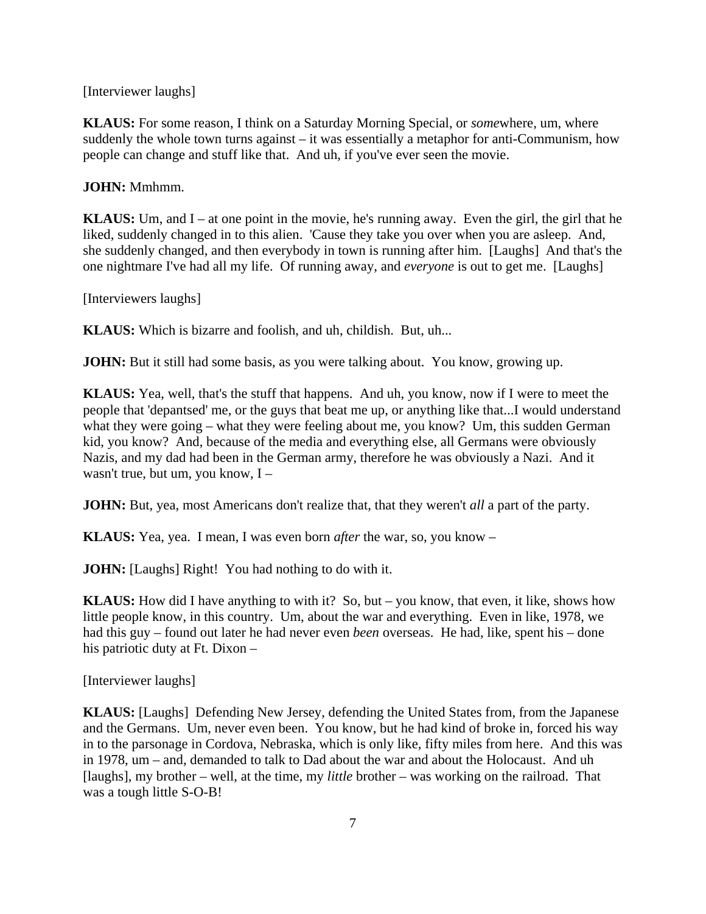[Interviewer laughs]

**KLAUS:** For some reason, I think on a Saturday Morning Special, or *some*where, um, where suddenly the whole town turns against – it was essentially a metaphor for anti-Communism, how people can change and stuff like that. And uh, if you've ever seen the movie.

**JOHN:** Mmhmm.

**KLAUS:** Um, and I – at one point in the movie, he's running away. Even the girl, the girl that he liked, suddenly changed in to this alien. 'Cause they take you over when you are asleep. And, she suddenly changed, and then everybody in town is running after him. [Laughs] And that's the one nightmare I've had all my life. Of running away, and *everyone* is out to get me. [Laughs]

[Interviewers laughs]

**KLAUS:** Which is bizarre and foolish, and uh, childish. But, uh...

**JOHN:** But it still had some basis, as you were talking about. You know, growing up.

**KLAUS:** Yea, well, that's the stuff that happens. And uh, you know, now if I were to meet the people that 'depantsed' me, or the guys that beat me up, or anything like that...I would understand what they were going – what they were feeling about me, you know? Um, this sudden German kid, you know? And, because of the media and everything else, all Germans were obviously Nazis, and my dad had been in the German army, therefore he was obviously a Nazi. And it wasn't true, but um, you know, I –

**JOHN:** But, yea, most Americans don't realize that, that they weren't *all* a part of the party.

**KLAUS:** Yea, yea. I mean, I was even born *after* the war, so, you know –

**JOHN:** [Laughs] Right! You had nothing to do with it.

**KLAUS:** How did I have anything to with it? So, but – you know, that even, it like, shows how little people know, in this country. Um, about the war and everything. Even in like, 1978, we had this guy – found out later he had never even *been* overseas. He had, like, spent his – done his patriotic duty at Ft. Dixon –

[Interviewer laughs]

**KLAUS:** [Laughs] Defending New Jersey, defending the United States from, from the Japanese and the Germans. Um, never even been. You know, but he had kind of broke in, forced his way in to the parsonage in Cordova, Nebraska, which is only like, fifty miles from here. And this was in 1978, um – and, demanded to talk to Dad about the war and about the Holocaust. And uh [laughs], my brother – well, at the time, my *little* brother – was working on the railroad. That was a tough little S-O-B!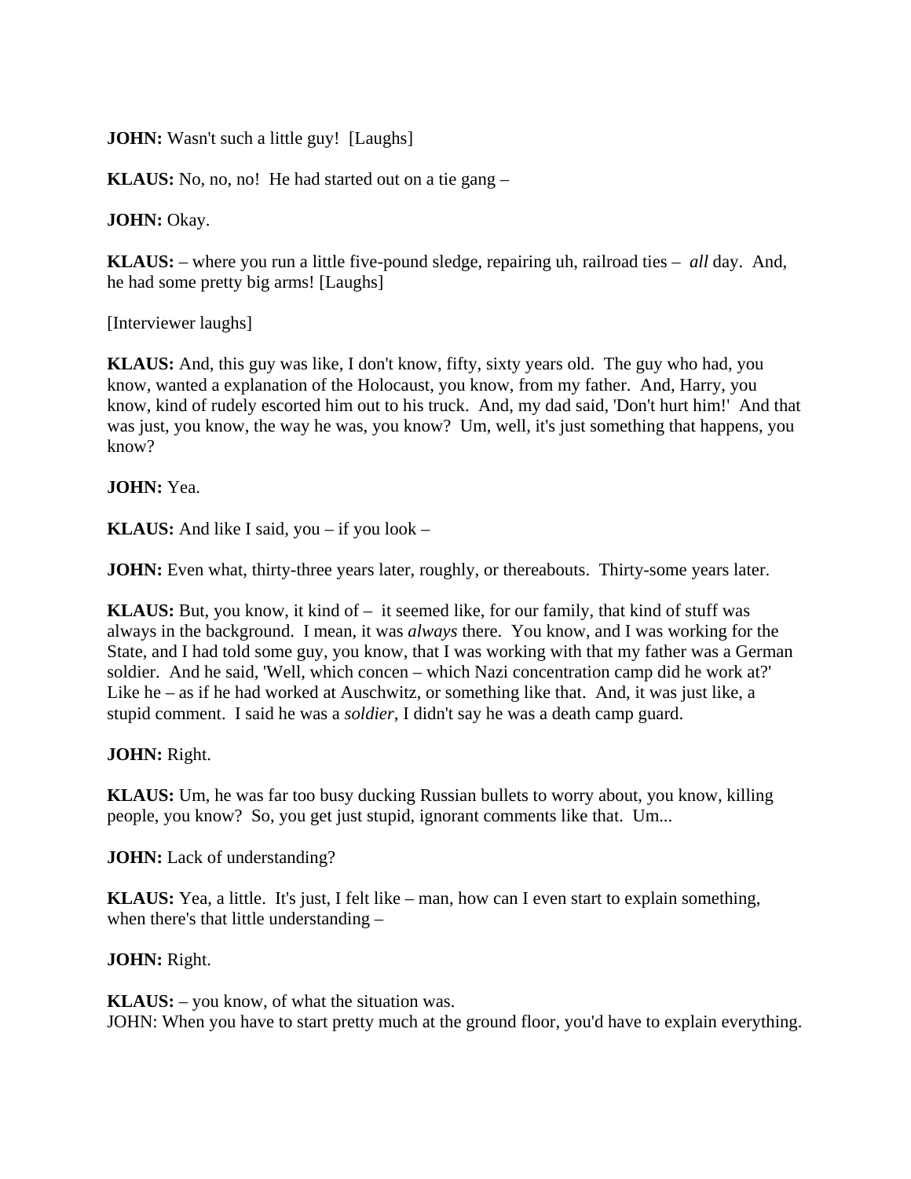**JOHN:** Wasn't such a little guy!  [Laughs]

**KLAUS:** No, no, no!  He had started out on a tie gang –

**JOHN:** Okay.

**KLAUS:** – where you run a little five-pound sledge, repairing uh, railroad ties – *all* day.  And, he had some pretty big arms! [Laughs]

[Interviewer laughs]

**KLAUS:** And, this guy was like, I don't know, fifty, sixty years old.  The guy who had, you know, wanted a explanation of the Holocaust, you know, from my father.  And, Harry, you know, kind of rudely escorted him out to his truck.  And, my dad said, 'Don't hurt him!'  And that was just, you know, the way he was, you know?  Um, well, it's just something that happens, you know?

**JOHN:** Yea.

**KLAUS:** And like I said, you – if you look –

**JOHN:** Even what, thirty-three years later, roughly, or thereabouts.  Thirty-some years later.

**KLAUS:** But, you know, it kind of – it seemed like, for our family, that kind of stuff was always in the background.  I mean, it was *always* there.  You know, and I was working for the State, and I had told some guy, you know, that I was working with that my father was a German soldier.  And he said, 'Well, which concen – which Nazi concentration camp did he work at?'  Like he – as if he had worked at Auschwitz, or something like that.  And, it was just like, a stupid comment.  I said he was a *soldier*, I didn't say he was a death camp guard.

**JOHN:** Right.

**KLAUS:** Um, he was far too busy ducking Russian bullets to worry about, you know, killing people, you know?  So, you get just stupid, ignorant comments like that.  Um...

**JOHN:** Lack of understanding?

**KLAUS:** Yea, a little.  It's just, I felt like – man, how can I even start to explain something, when there's that little understanding –

**JOHN:** Right.

**KLAUS:** – you know, of what the situation was.
JOHN: When you have to start pretty much at the ground floor, you'd have to explain everything.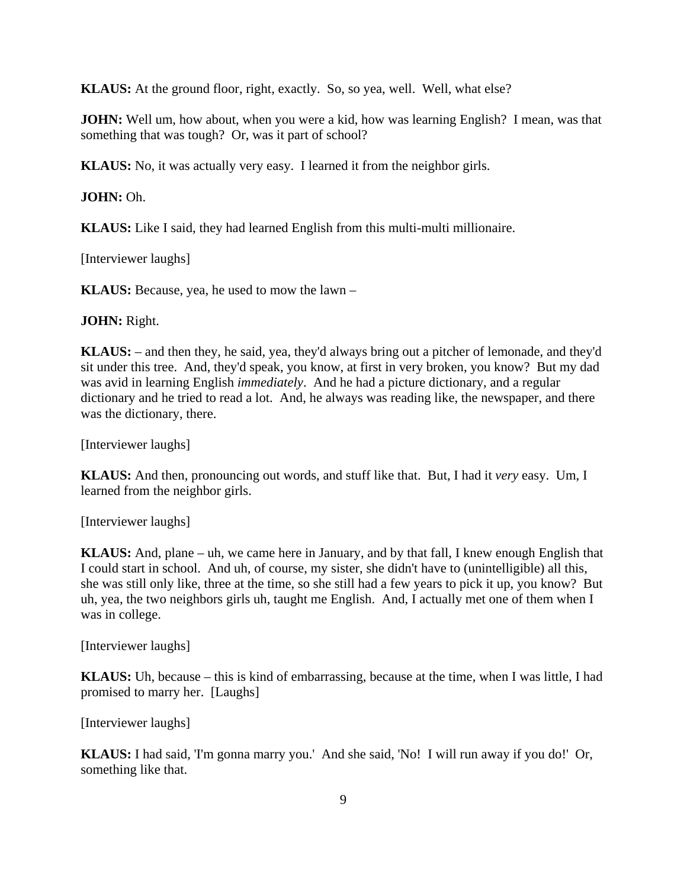**KLAUS:** At the ground floor, right, exactly. So, so yea, well. Well, what else?

**JOHN:** Well um, how about, when you were a kid, how was learning English? I mean, was that something that was tough? Or, was it part of school?

**KLAUS:** No, it was actually very easy. I learned it from the neighbor girls.

**JOHN:** Oh.

**KLAUS:** Like I said, they had learned English from this multi-multi millionaire.

[Interviewer laughs]

**KLAUS:** Because, yea, he used to mow the lawn –

**JOHN:** Right.

**KLAUS:** – and then they, he said, yea, they'd always bring out a pitcher of lemonade, and they'd sit under this tree. And, they'd speak, you know, at first in very broken, you know? But my dad was avid in learning English *immediately*. And he had a picture dictionary, and a regular dictionary and he tried to read a lot. And, he always was reading like, the newspaper, and there was the dictionary, there.

[Interviewer laughs]

**KLAUS:** And then, pronouncing out words, and stuff like that. But, I had it *very* easy. Um, I learned from the neighbor girls.

[Interviewer laughs]

**KLAUS:** And, plane – uh, we came here in January, and by that fall, I knew enough English that I could start in school. And uh, of course, my sister, she didn't have to (unintelligible) all this, she was still only like, three at the time, so she still had a few years to pick it up, you know? But uh, yea, the two neighbors girls uh, taught me English. And, I actually met one of them when I was in college.

[Interviewer laughs]

**KLAUS:** Uh, because – this is kind of embarrassing, because at the time, when I was little, I had promised to marry her. [Laughs]

[Interviewer laughs]

**KLAUS:** I had said, 'I'm gonna marry you.' And she said, 'No! I will run away if you do!' Or, something like that.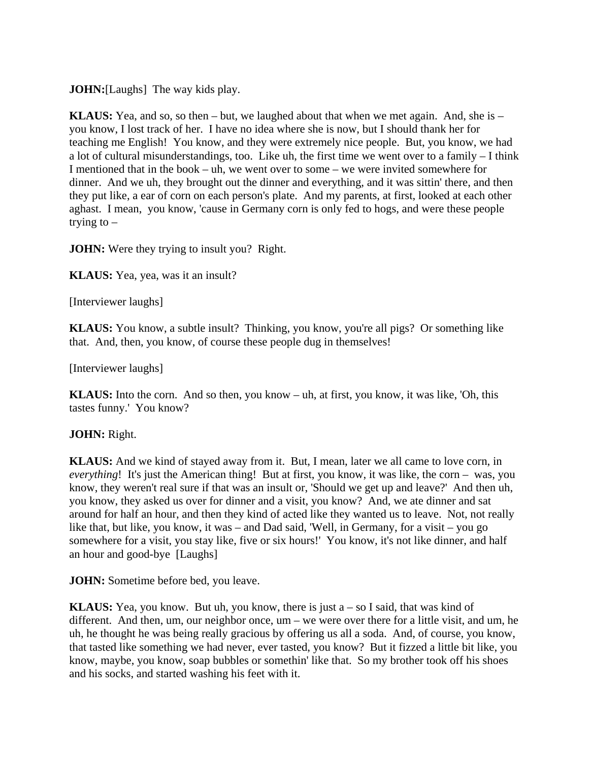**JOHN:**[Laughs] The way kids play.

**KLAUS:** Yea, and so, so then – but, we laughed about that when we met again. And, she is – you know, I lost track of her. I have no idea where she is now, but I should thank her for teaching me English! You know, and they were extremely nice people. But, you know, we had a lot of cultural misunderstandings, too. Like uh, the first time we went over to a family – I think I mentioned that in the book – uh, we went over to some – we were invited somewhere for dinner. And we uh, they brought out the dinner and everything, and it was sittin' there, and then they put like, a ear of corn on each person's plate. And my parents, at first, looked at each other aghast. I mean, you know, 'cause in Germany corn is only fed to hogs, and were these people trying to –

**JOHN:** Were they trying to insult you? Right.

**KLAUS:** Yea, yea, was it an insult?

[Interviewer laughs]

**KLAUS:** You know, a subtle insult? Thinking, you know, you're all pigs? Or something like that. And, then, you know, of course these people dug in themselves!

[Interviewer laughs]

**KLAUS:** Into the corn. And so then, you know – uh, at first, you know, it was like, 'Oh, this tastes funny.' You know?

**JOHN:** Right.

**KLAUS:** And we kind of stayed away from it. But, I mean, later we all came to love corn, in *everything*! It's just the American thing! But at first, you know, it was like, the corn – was, you know, they weren't real sure if that was an insult or, 'Should we get up and leave?' And then uh, you know, they asked us over for dinner and a visit, you know? And, we ate dinner and sat around for half an hour, and then they kind of acted like they wanted us to leave. Not, not really like that, but like, you know, it was – and Dad said, 'Well, in Germany, for a visit – you go somewhere for a visit, you stay like, five or six hours!' You know, it's not like dinner, and half an hour and good-bye [Laughs]

**JOHN:** Sometime before bed, you leave.

**KLAUS:** Yea, you know. But uh, you know, there is just a – so I said, that was kind of different. And then, um, our neighbor once, um – we were over there for a little visit, and um, he uh, he thought he was being really gracious by offering us all a soda. And, of course, you know, that tasted like something we had never, ever tasted, you know? But it fizzed a little bit like, you know, maybe, you know, soap bubbles or somethin' like that. So my brother took off his shoes and his socks, and started washing his feet with it.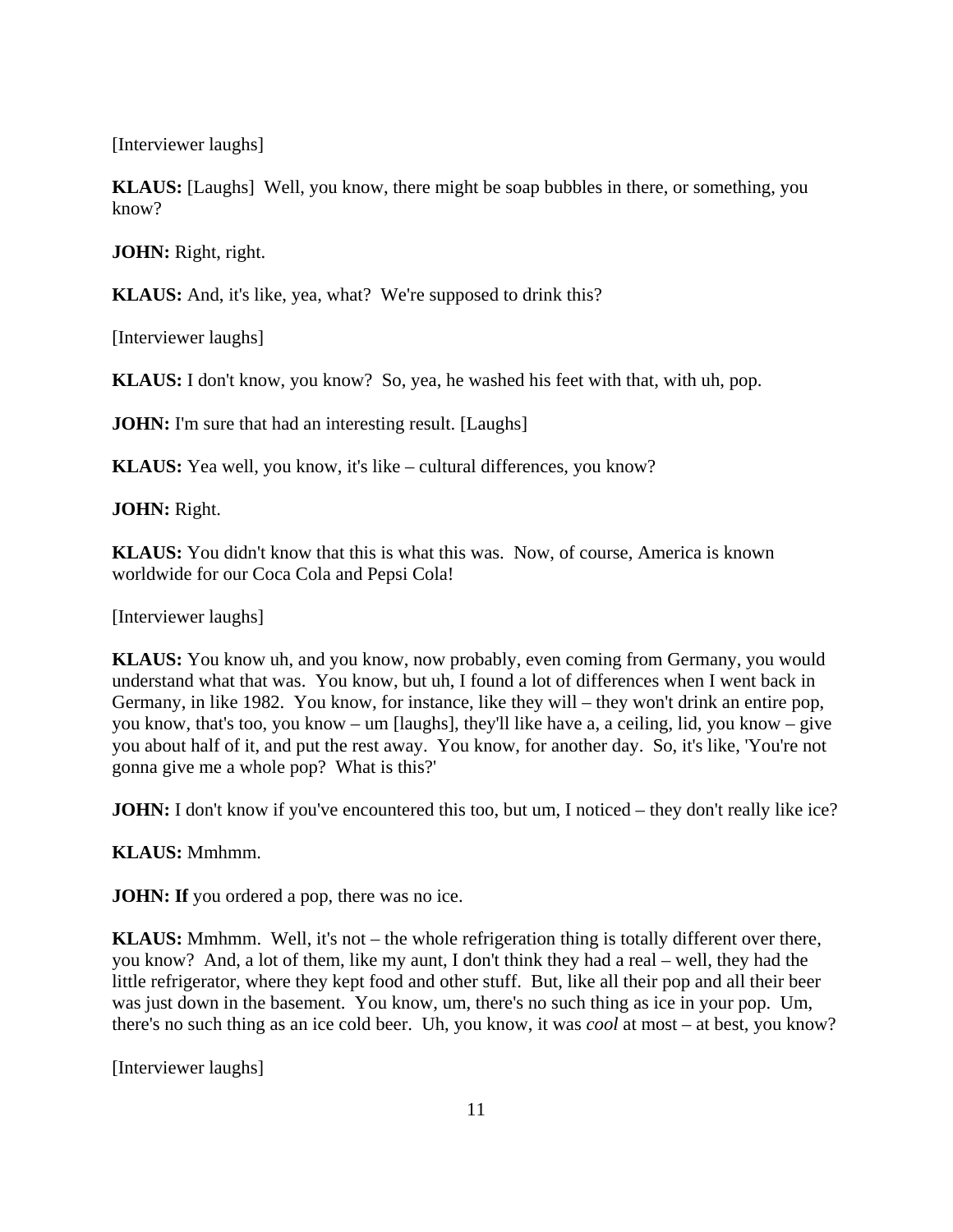[Interviewer laughs]

**KLAUS:** [Laughs] Well, you know, there might be soap bubbles in there, or something, you know?

**JOHN:** Right, right.

**KLAUS:** And, it's like, yea, what? We're supposed to drink this?

[Interviewer laughs]

**KLAUS:** I don't know, you know? So, yea, he washed his feet with that, with uh, pop.

**JOHN:** I'm sure that had an interesting result. [Laughs]

**KLAUS:** Yea well, you know, it's like – cultural differences, you know?

**JOHN:** Right.

**KLAUS:** You didn't know that this is what this was. Now, of course, America is known worldwide for our Coca Cola and Pepsi Cola!

[Interviewer laughs]

**KLAUS:** You know uh, and you know, now probably, even coming from Germany, you would understand what that was. You know, but uh, I found a lot of differences when I went back in Germany, in like 1982. You know, for instance, like they will – they won't drink an entire pop, you know, that's too, you know – um [laughs], they'll like have a, a ceiling, lid, you know – give you about half of it, and put the rest away. You know, for another day. So, it's like, 'You're not gonna give me a whole pop? What is this?'

**JOHN:** I don't know if you've encountered this too, but um, I noticed – they don't really like ice?

**KLAUS:** Mmhmm.

**JOHN: If** you ordered a pop, there was no ice.

**KLAUS:** Mmhmm. Well, it's not – the whole refrigeration thing is totally different over there, you know? And, a lot of them, like my aunt, I don't think they had a real – well, they had the little refrigerator, where they kept food and other stuff. But, like all their pop and all their beer was just down in the basement. You know, um, there's no such thing as ice in your pop. Um, there's no such thing as an ice cold beer. Uh, you know, it was *cool* at most – at best, you know?

[Interviewer laughs]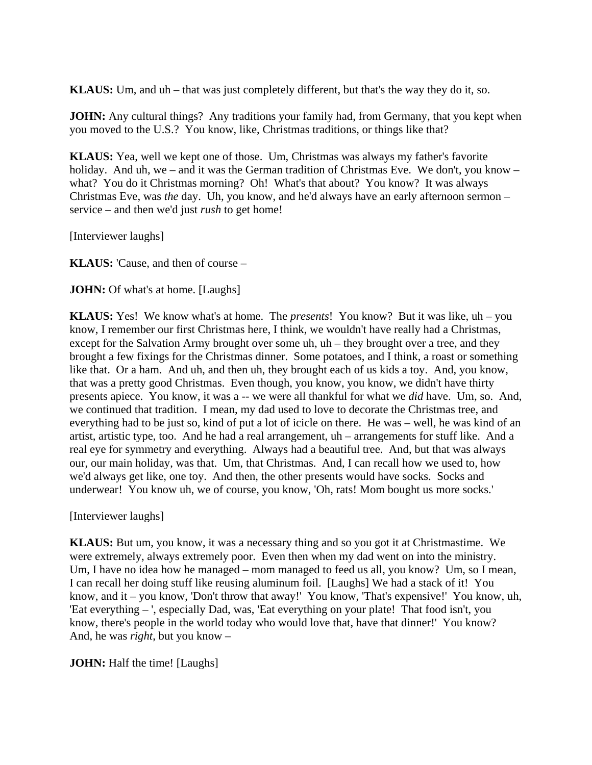**KLAUS:** Um, and uh – that was just completely different, but that's the way they do it, so.

**JOHN:** Any cultural things? Any traditions your family had, from Germany, that you kept when you moved to the U.S.? You know, like, Christmas traditions, or things like that?

**KLAUS:** Yea, well we kept one of those. Um, Christmas was always my father's favorite holiday. And uh, we – and it was the German tradition of Christmas Eve. We don't, you know – what? You do it Christmas morning? Oh! What's that about? You know? It was always Christmas Eve, was *the* day. Uh, you know, and he'd always have an early afternoon sermon – service – and then we'd just *rush* to get home!

[Interviewer laughs]

**KLAUS:** 'Cause, and then of course –

**JOHN:** Of what's at home. [Laughs]

**KLAUS:** Yes! We know what's at home. The *presents*! You know? But it was like, uh – you know, I remember our first Christmas here, I think, we wouldn't have really had a Christmas, except for the Salvation Army brought over some uh, uh – they brought over a tree, and they brought a few fixings for the Christmas dinner. Some potatoes, and I think, a roast or something like that. Or a ham. And uh, and then uh, they brought each of us kids a toy. And, you know, that was a pretty good Christmas. Even though, you know, you know, we didn't have thirty presents apiece. You know, it was a -- we were all thankful for what we *did* have. Um, so. And, we continued that tradition. I mean, my dad used to love to decorate the Christmas tree, and everything had to be just so, kind of put a lot of icicle on there. He was – well, he was kind of an artist, artistic type, too. And he had a real arrangement, uh – arrangements for stuff like. And a real eye for symmetry and everything. Always had a beautiful tree. And, but that was always our, our main holiday, was that. Um, that Christmas. And, I can recall how we used to, how we'd always get like, one toy. And then, the other presents would have socks. Socks and underwear! You know uh, we of course, you know, 'Oh, rats! Mom bought us more socks.'

[Interviewer laughs]

**KLAUS:** But um, you know, it was a necessary thing and so you got it at Christmastime. We were extremely, always extremely poor. Even then when my dad went on into the ministry. Um, I have no idea how he managed – mom managed to feed us all, you know? Um, so I mean, I can recall her doing stuff like reusing aluminum foil. [Laughs] We had a stack of it! You know, and it – you know, 'Don't throw that away!' You know, 'That's expensive!' You know, uh, 'Eat everything – ', especially Dad, was, 'Eat everything on your plate! That food isn't, you know, there's people in the world today who would love that, have that dinner!' You know? And, he was *right*, but you know –

**JOHN:** Half the time! [Laughs]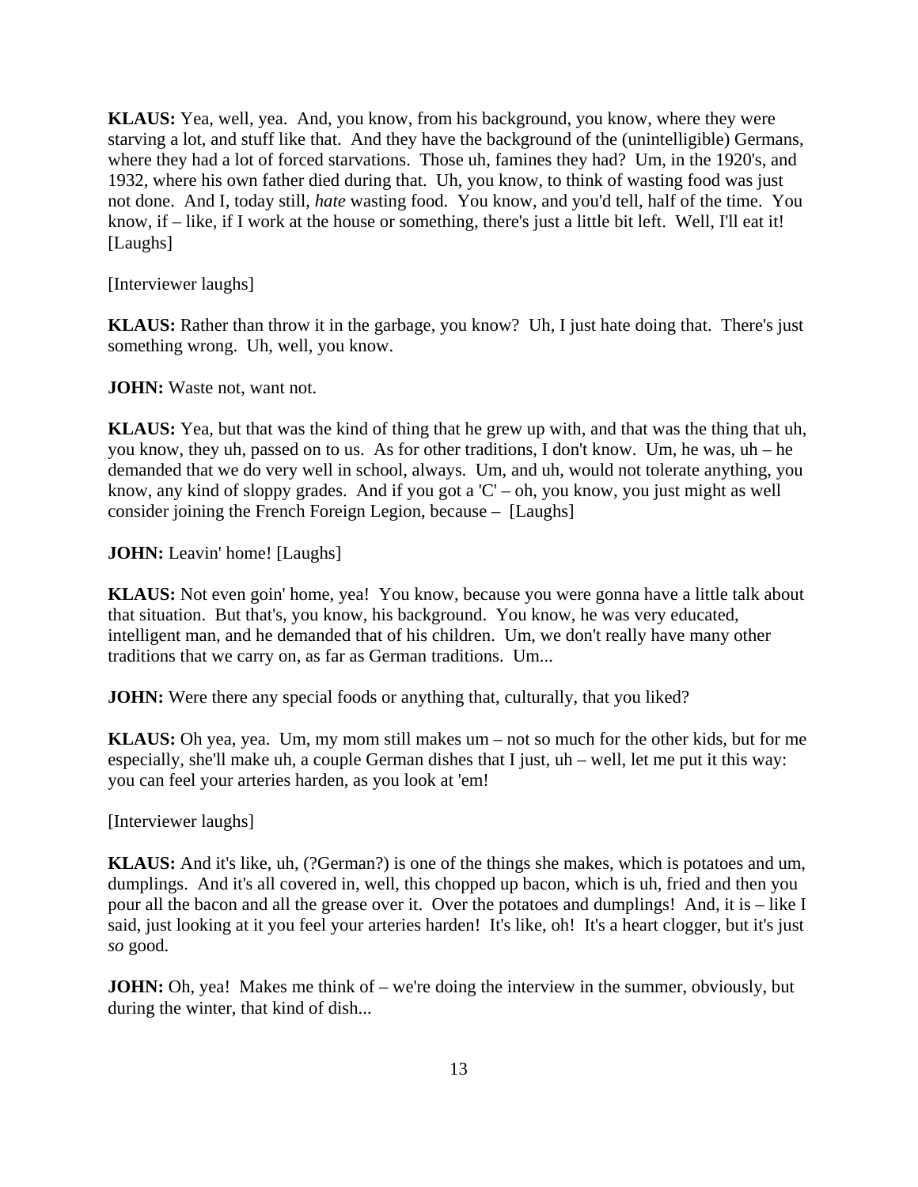**KLAUS:** Yea, well, yea. And, you know, from his background, you know, where they were starving a lot, and stuff like that. And they have the background of the (unintelligible) Germans, where they had a lot of forced starvations. Those uh, famines they had? Um, in the 1920's, and 1932, where his own father died during that. Uh, you know, to think of wasting food was just not done. And I, today still, *hate* wasting food. You know, and you'd tell, half of the time. You know, if – like, if I work at the house or something, there's just a little bit left. Well, I'll eat it! [Laughs]

[Interviewer laughs]

**KLAUS:** Rather than throw it in the garbage, you know? Uh, I just hate doing that. There's just something wrong. Uh, well, you know.

**JOHN:** Waste not, want not.

**KLAUS:** Yea, but that was the kind of thing that he grew up with, and that was the thing that uh, you know, they uh, passed on to us. As for other traditions, I don't know. Um, he was, uh – he demanded that we do very well in school, always. Um, and uh, would not tolerate anything, you know, any kind of sloppy grades. And if you got a 'C' – oh, you know, you just might as well consider joining the French Foreign Legion, because – [Laughs]

**JOHN:** Leavin' home! [Laughs]

**KLAUS:** Not even goin' home, yea! You know, because you were gonna have a little talk about that situation. But that's, you know, his background. You know, he was very educated, intelligent man, and he demanded that of his children. Um, we don't really have many other traditions that we carry on, as far as German traditions. Um...

**JOHN:** Were there any special foods or anything that, culturally, that you liked?

**KLAUS:** Oh yea, yea. Um, my mom still makes um – not so much for the other kids, but for me especially, she'll make uh, a couple German dishes that I just, uh – well, let me put it this way: you can feel your arteries harden, as you look at 'em!

[Interviewer laughs]

**KLAUS:** And it's like, uh, (?German?) is one of the things she makes, which is potatoes and um, dumplings. And it's all covered in, well, this chopped up bacon, which is uh, fried and then you pour all the bacon and all the grease over it. Over the potatoes and dumplings! And, it is – like I said, just looking at it you feel your arteries harden! It's like, oh! It's a heart clogger, but it's just *so* good.

**JOHN:** Oh, yea! Makes me think of – we're doing the interview in the summer, obviously, but during the winter, that kind of dish...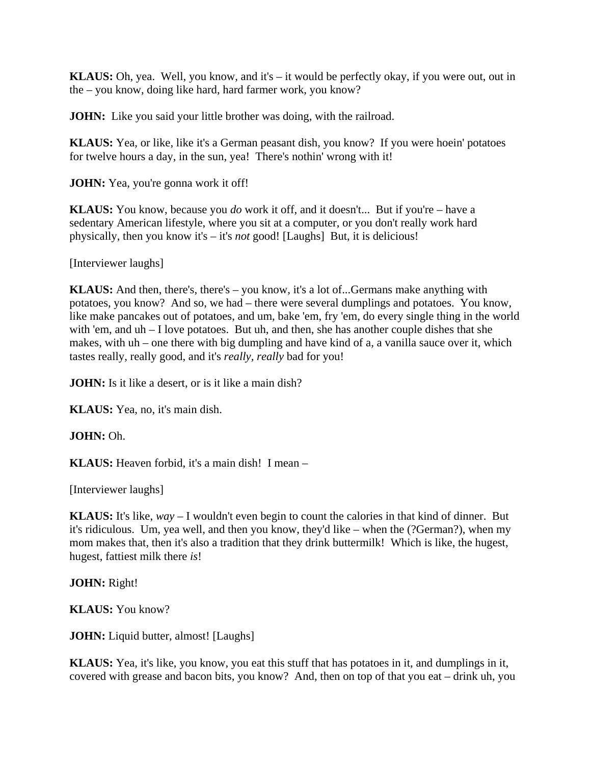**KLAUS:** Oh, yea. Well, you know, and it's – it would be perfectly okay, if you were out, out in the – you know, doing like hard, hard farmer work, you know?

**JOHN:** Like you said your little brother was doing, with the railroad.

**KLAUS:** Yea, or like, like it's a German peasant dish, you know? If you were hoein' potatoes for twelve hours a day, in the sun, yea! There's nothin' wrong with it!

**JOHN:** Yea, you're gonna work it off!

**KLAUS:** You know, because you *do* work it off, and it doesn't... But if you're – have a sedentary American lifestyle, where you sit at a computer, or you don't really work hard physically, then you know it's – it's *not* good! [Laughs] But, it is delicious!

[Interviewer laughs]

**KLAUS:** And then, there's, there's – you know, it's a lot of...Germans make anything with potatoes, you know? And so, we had – there were several dumplings and potatoes. You know, like make pancakes out of potatoes, and um, bake 'em, fry 'em, do every single thing in the world with 'em, and uh – I love potatoes. But uh, and then, she has another couple dishes that she makes, with uh – one there with big dumpling and have kind of a, a vanilla sauce over it, which tastes really, really good, and it's *really, really* bad for you!

**JOHN:** Is it like a desert, or is it like a main dish?

**KLAUS:** Yea, no, it's main dish.

**JOHN:** Oh.

**KLAUS:** Heaven forbid, it's a main dish! I mean –

[Interviewer laughs]

**KLAUS:** It's like, *way* – I wouldn't even begin to count the calories in that kind of dinner. But it's ridiculous. Um, yea well, and then you know, they'd like – when the (?German?), when my mom makes that, then it's also a tradition that they drink buttermilk! Which is like, the hugest, hugest, fattiest milk there *is*!

**JOHN:** Right!

**KLAUS:** You know?

**JOHN:** Liquid butter, almost! [Laughs]

**KLAUS:** Yea, it's like, you know, you eat this stuff that has potatoes in it, and dumplings in it, covered with grease and bacon bits, you know? And, then on top of that you eat – drink uh, you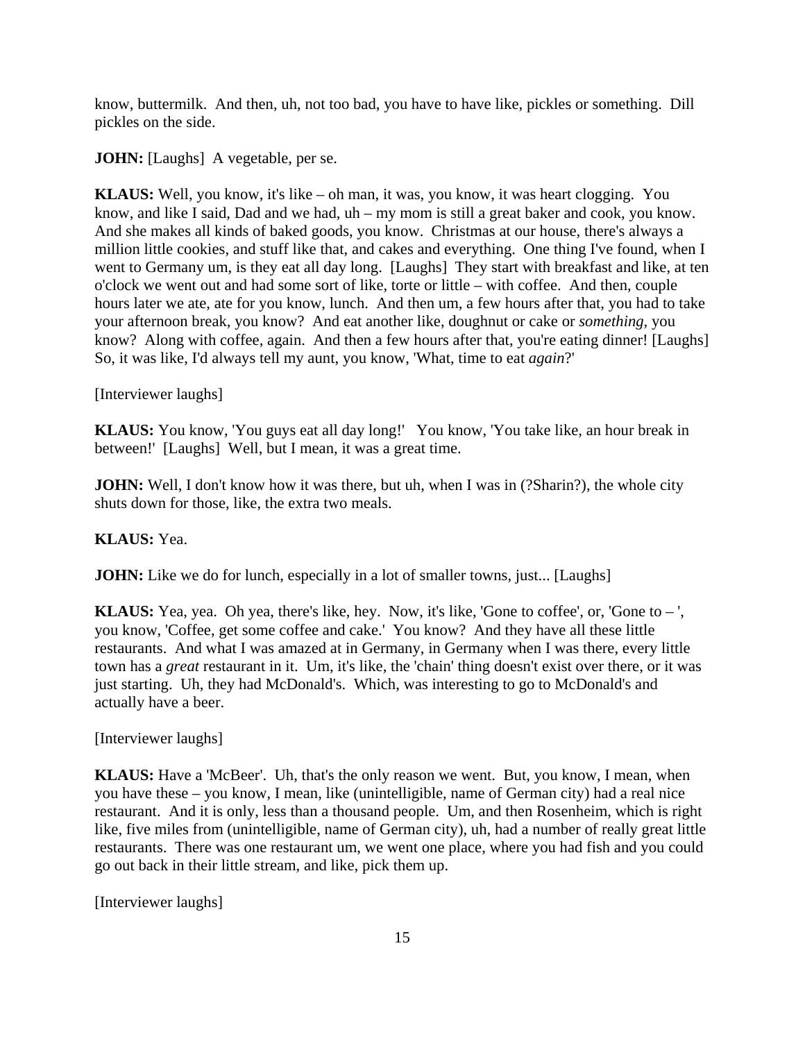know, buttermilk. And then, uh, not too bad, you have to have like, pickles or something. Dill pickles on the side.

**JOHN:** [Laughs] A vegetable, per se.

**KLAUS:** Well, you know, it's like – oh man, it was, you know, it was heart clogging. You know, and like I said, Dad and we had, uh – my mom is still a great baker and cook, you know. And she makes all kinds of baked goods, you know. Christmas at our house, there's always a million little cookies, and stuff like that, and cakes and everything. One thing I've found, when I went to Germany um, is they eat all day long. [Laughs] They start with breakfast and like, at ten o'clock we went out and had some sort of like, torte or little – with coffee. And then, couple hours later we ate, ate for you know, lunch. And then um, a few hours after that, you had to take your afternoon break, you know? And eat another like, doughnut or cake or *something*, you know? Along with coffee, again. And then a few hours after that, you're eating dinner! [Laughs] So, it was like, I'd always tell my aunt, you know, 'What, time to eat *again*?'

[Interviewer laughs]

**KLAUS:** You know, 'You guys eat all day long!' You know, 'You take like, an hour break in between!' [Laughs] Well, but I mean, it was a great time.

**JOHN:** Well, I don't know how it was there, but uh, when I was in (?Sharin?), the whole city shuts down for those, like, the extra two meals.

**KLAUS:** Yea.

**JOHN:** Like we do for lunch, especially in a lot of smaller towns, just... [Laughs]

**KLAUS:** Yea, yea. Oh yea, there's like, hey. Now, it's like, 'Gone to coffee', or, 'Gone to – ', you know, 'Coffee, get some coffee and cake.' You know? And they have all these little restaurants. And what I was amazed at in Germany, in Germany when I was there, every little town has a *great* restaurant in it. Um, it's like, the 'chain' thing doesn't exist over there, or it was just starting. Uh, they had McDonald's. Which, was interesting to go to McDonald's and actually have a beer.

[Interviewer laughs]

**KLAUS:** Have a 'McBeer'. Uh, that's the only reason we went. But, you know, I mean, when you have these – you know, I mean, like (unintelligible, name of German city) had a real nice restaurant. And it is only, less than a thousand people. Um, and then Rosenheim, which is right like, five miles from (unintelligible, name of German city), uh, had a number of really great little restaurants. There was one restaurant um, we went one place, where you had fish and you could go out back in their little stream, and like, pick them up.

[Interviewer laughs]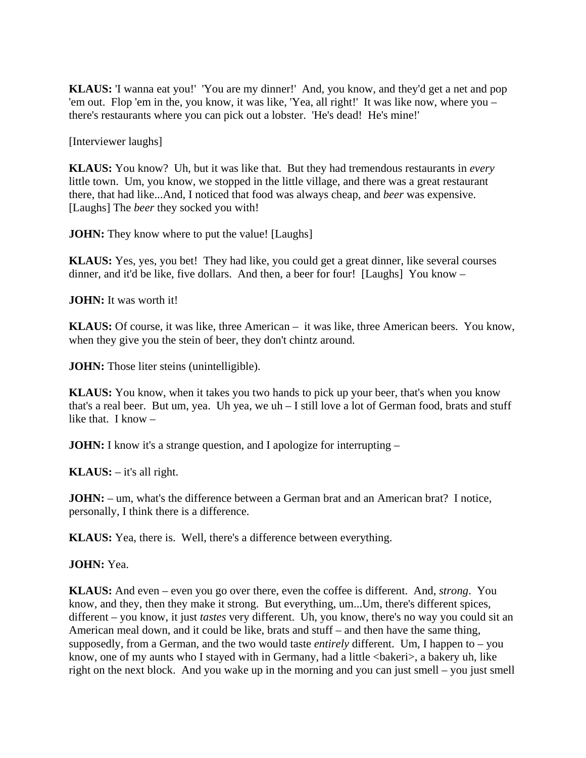**KLAUS:** 'I wanna eat you!' 'You are my dinner!' And, you know, and they'd get a net and pop 'em out. Flop 'em in the, you know, it was like, 'Yea, all right!' It was like now, where you – there's restaurants where you can pick out a lobster. 'He's dead! He's mine!'

[Interviewer laughs]

**KLAUS:** You know? Uh, but it was like that. But they had tremendous restaurants in *every* little town. Um, you know, we stopped in the little village, and there was a great restaurant there, that had like...And, I noticed that food was always cheap, and *beer* was expensive. [Laughs] The *beer* they socked you with!

**JOHN:** They know where to put the value! [Laughs]

**KLAUS:** Yes, yes, you bet! They had like, you could get a great dinner, like several courses dinner, and it'd be like, five dollars. And then, a beer for four! [Laughs] You know –

**JOHN:** It was worth it!

**KLAUS:** Of course, it was like, three American – it was like, three American beers. You know, when they give you the stein of beer, they don't chintz around.

**JOHN:** Those liter steins (unintelligible).

**KLAUS:** You know, when it takes you two hands to pick up your beer, that's when you know that's a real beer. But um, yea. Uh yea, we uh – I still love a lot of German food, brats and stuff like that. I know –

**JOHN:** I know it's a strange question, and I apologize for interrupting –

**KLAUS:** – it's all right.

**JOHN:** – um, what's the difference between a German brat and an American brat? I notice, personally, I think there is a difference.

**KLAUS:** Yea, there is. Well, there's a difference between everything.

**JOHN:** Yea.

**KLAUS:** And even – even you go over there, even the coffee is different. And, *strong*. You know, and they, then they make it strong. But everything, um...Um, there's different spices, different – you know, it just *tastes* very different. Uh, you know, there's no way you could sit an American meal down, and it could be like, brats and stuff – and then have the same thing, supposedly, from a German, and the two would taste *entirely* different. Um, I happen to – you know, one of my aunts who I stayed with in Germany, had a little <bakeri>, a bakery uh, like right on the next block. And you wake up in the morning and you can just smell – you just smell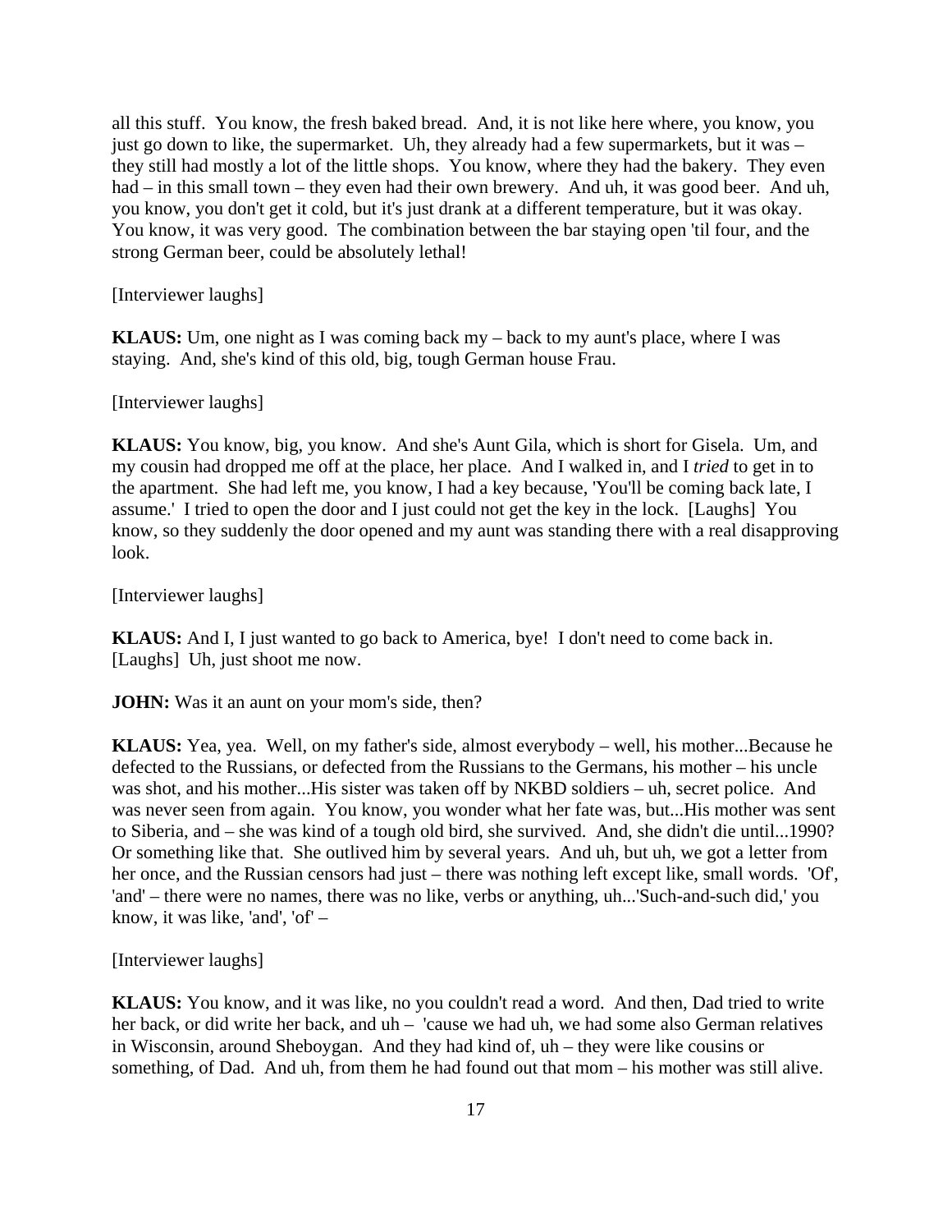all this stuff. You know, the fresh baked bread. And, it is not like here where, you know, you just go down to like, the supermarket. Uh, they already had a few supermarkets, but it was – they still had mostly a lot of the little shops. You know, where they had the bakery. They even had – in this small town – they even had their own brewery. And uh, it was good beer. And uh, you know, you don't get it cold, but it's just drank at a different temperature, but it was okay. You know, it was very good. The combination between the bar staying open 'til four, and the strong German beer, could be absolutely lethal!

[Interviewer laughs]

**KLAUS:** Um, one night as I was coming back my – back to my aunt's place, where I was staying. And, she's kind of this old, big, tough German house Frau.

[Interviewer laughs]

**KLAUS:** You know, big, you know. And she's Aunt Gila, which is short for Gisela. Um, and my cousin had dropped me off at the place, her place. And I walked in, and I *tried* to get in to the apartment. She had left me, you know, I had a key because, 'You'll be coming back late, I assume.' I tried to open the door and I just could not get the key in the lock. [Laughs] You know, so they suddenly the door opened and my aunt was standing there with a real disapproving look.

[Interviewer laughs]

**KLAUS:** And I, I just wanted to go back to America, bye! I don't need to come back in. [Laughs] Uh, just shoot me now.

**JOHN:** Was it an aunt on your mom's side, then?

**KLAUS:** Yea, yea. Well, on my father's side, almost everybody – well, his mother...Because he defected to the Russians, or defected from the Russians to the Germans, his mother – his uncle was shot, and his mother...His sister was taken off by NKBD soldiers – uh, secret police. And was never seen from again. You know, you wonder what her fate was, but...His mother was sent to Siberia, and – she was kind of a tough old bird, she survived. And, she didn't die until...1990? Or something like that. She outlived him by several years. And uh, but uh, we got a letter from her once, and the Russian censors had just – there was nothing left except like, small words. 'Of', 'and' – there were no names, there was no like, verbs or anything, uh...'Such-and-such did,' you know, it was like, 'and', 'of' –

[Interviewer laughs]

**KLAUS:** You know, and it was like, no you couldn't read a word. And then, Dad tried to write her back, or did write her back, and uh – 'cause we had uh, we had some also German relatives in Wisconsin, around Sheboygan. And they had kind of, uh – they were like cousins or something, of Dad. And uh, from them he had found out that mom – his mother was still alive.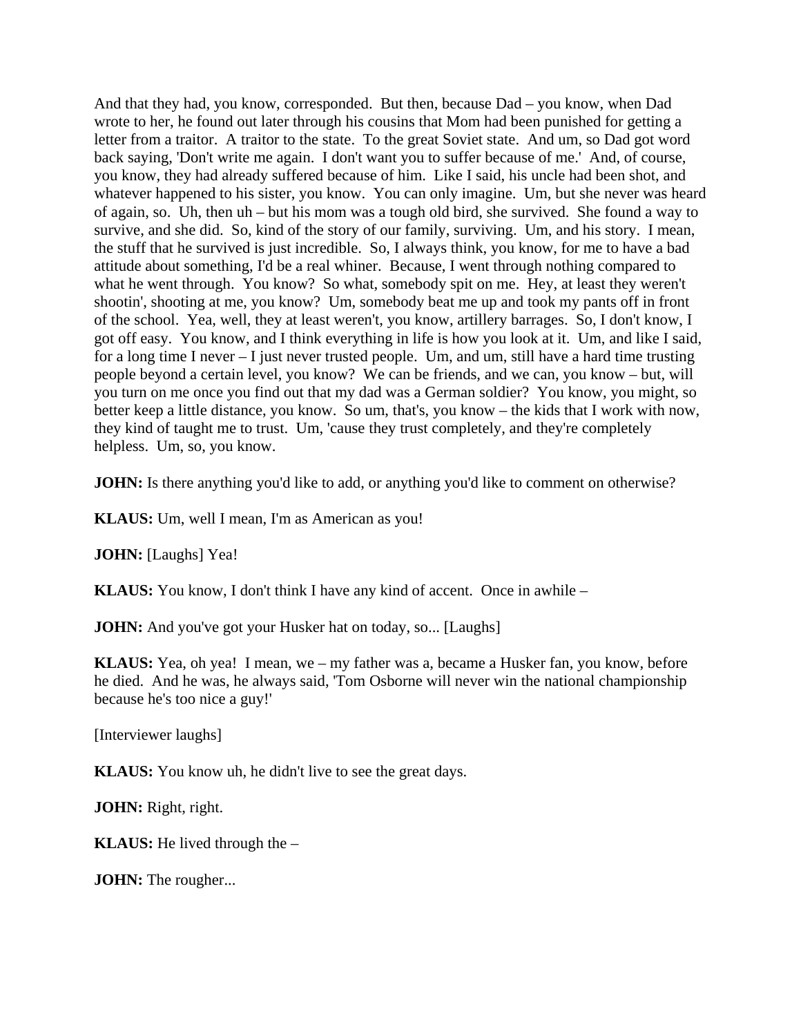And that they had, you know, corresponded. But then, because Dad – you know, when Dad wrote to her, he found out later through his cousins that Mom had been punished for getting a letter from a traitor. A traitor to the state. To the great Soviet state. And um, so Dad got word back saying, 'Don't write me again. I don't want you to suffer because of me.' And, of course, you know, they had already suffered because of him. Like I said, his uncle had been shot, and whatever happened to his sister, you know. You can only imagine. Um, but she never was heard of again, so. Uh, then uh – but his mom was a tough old bird, she survived. She found a way to survive, and she did. So, kind of the story of our family, surviving. Um, and his story. I mean, the stuff that he survived is just incredible. So, I always think, you know, for me to have a bad attitude about something, I'd be a real whiner. Because, I went through nothing compared to what he went through. You know? So what, somebody spit on me. Hey, at least they weren't shootin', shooting at me, you know? Um, somebody beat me up and took my pants off in front of the school. Yea, well, they at least weren't, you know, artillery barrages. So, I don't know, I got off easy. You know, and I think everything in life is how you look at it. Um, and like I said, for a long time I never – I just never trusted people. Um, and um, still have a hard time trusting people beyond a certain level, you know? We can be friends, and we can, you know – but, will you turn on me once you find out that my dad was a German soldier? You know, you might, so better keep a little distance, you know. So um, that's, you know – the kids that I work with now, they kind of taught me to trust. Um, 'cause they trust completely, and they're completely helpless. Um, so, you know.

**JOHN:** Is there anything you'd like to add, or anything you'd like to comment on otherwise?

**KLAUS:** Um, well I mean, I'm as American as you!

**JOHN:** [Laughs] Yea!

**KLAUS:** You know, I don't think I have any kind of accent. Once in awhile –

**JOHN:** And you've got your Husker hat on today, so... [Laughs]

**KLAUS:** Yea, oh yea! I mean, we – my father was a, became a Husker fan, you know, before he died. And he was, he always said, 'Tom Osborne will never win the national championship because he's too nice a guy!'

[Interviewer laughs]

**KLAUS:** You know uh, he didn't live to see the great days.

**JOHN:** Right, right.

**KLAUS:** He lived through the –

**JOHN:** The rougher...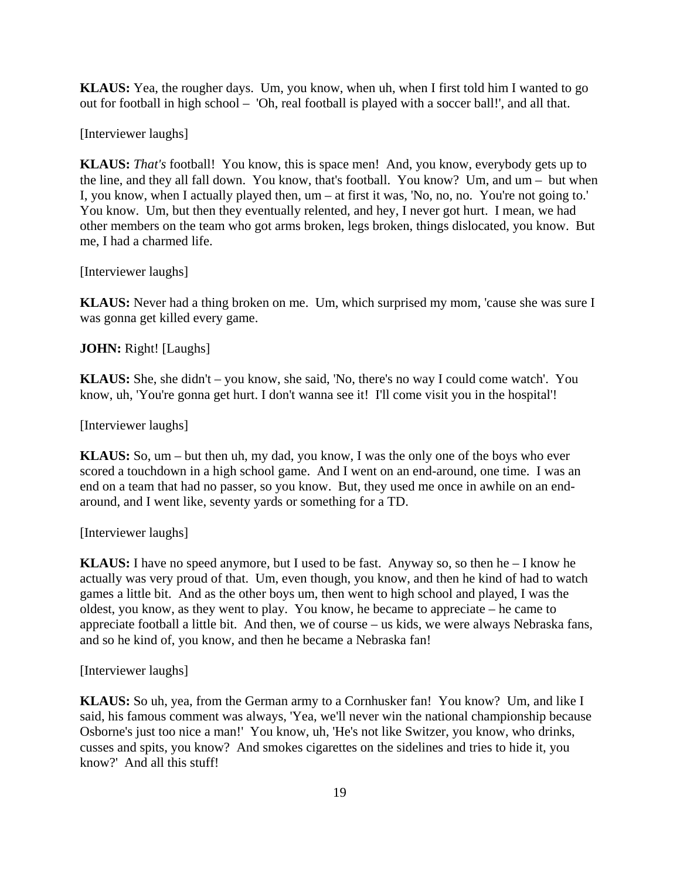**KLAUS:** Yea, the rougher days. Um, you know, when uh, when I first told him I wanted to go out for football in high school – 'Oh, real football is played with a soccer ball!', and all that.

[Interviewer laughs]

**KLAUS:** *That's* football! You know, this is space men! And, you know, everybody gets up to the line, and they all fall down. You know, that's football. You know? Um, and um – but when I, you know, when I actually played then, um – at first it was, 'No, no, no. You're not going to.' You know. Um, but then they eventually relented, and hey, I never got hurt. I mean, we had other members on the team who got arms broken, legs broken, things dislocated, you know. But me, I had a charmed life.

[Interviewer laughs]

**KLAUS:** Never had a thing broken on me. Um, which surprised my mom, 'cause she was sure I was gonna get killed every game.

**JOHN:** Right! [Laughs]

**KLAUS:** She, she didn't – you know, she said, 'No, there's no way I could come watch'. You know, uh, 'You're gonna get hurt. I don't wanna see it! I'll come visit you in the hospital'!

[Interviewer laughs]

**KLAUS:** So, um – but then uh, my dad, you know, I was the only one of the boys who ever scored a touchdown in a high school game. And I went on an end-around, one time. I was an end on a team that had no passer, so you know. But, they used me once in awhile on an end-around, and I went like, seventy yards or something for a TD.

[Interviewer laughs]

**KLAUS:** I have no speed anymore, but I used to be fast. Anyway so, so then he – I know he actually was very proud of that. Um, even though, you know, and then he kind of had to watch games a little bit. And as the other boys um, then went to high school and played, I was the oldest, you know, as they went to play. You know, he became to appreciate – he came to appreciate football a little bit. And then, we of course – us kids, we were always Nebraska fans, and so he kind of, you know, and then he became a Nebraska fan!

[Interviewer laughs]

**KLAUS:** So uh, yea, from the German army to a Cornhusker fan! You know? Um, and like I said, his famous comment was always, 'Yea, we'll never win the national championship because Osborne's just too nice a man!' You know, uh, 'He's not like Switzer, you know, who drinks, cusses and spits, you know? And smokes cigarettes on the sidelines and tries to hide it, you know?' And all this stuff!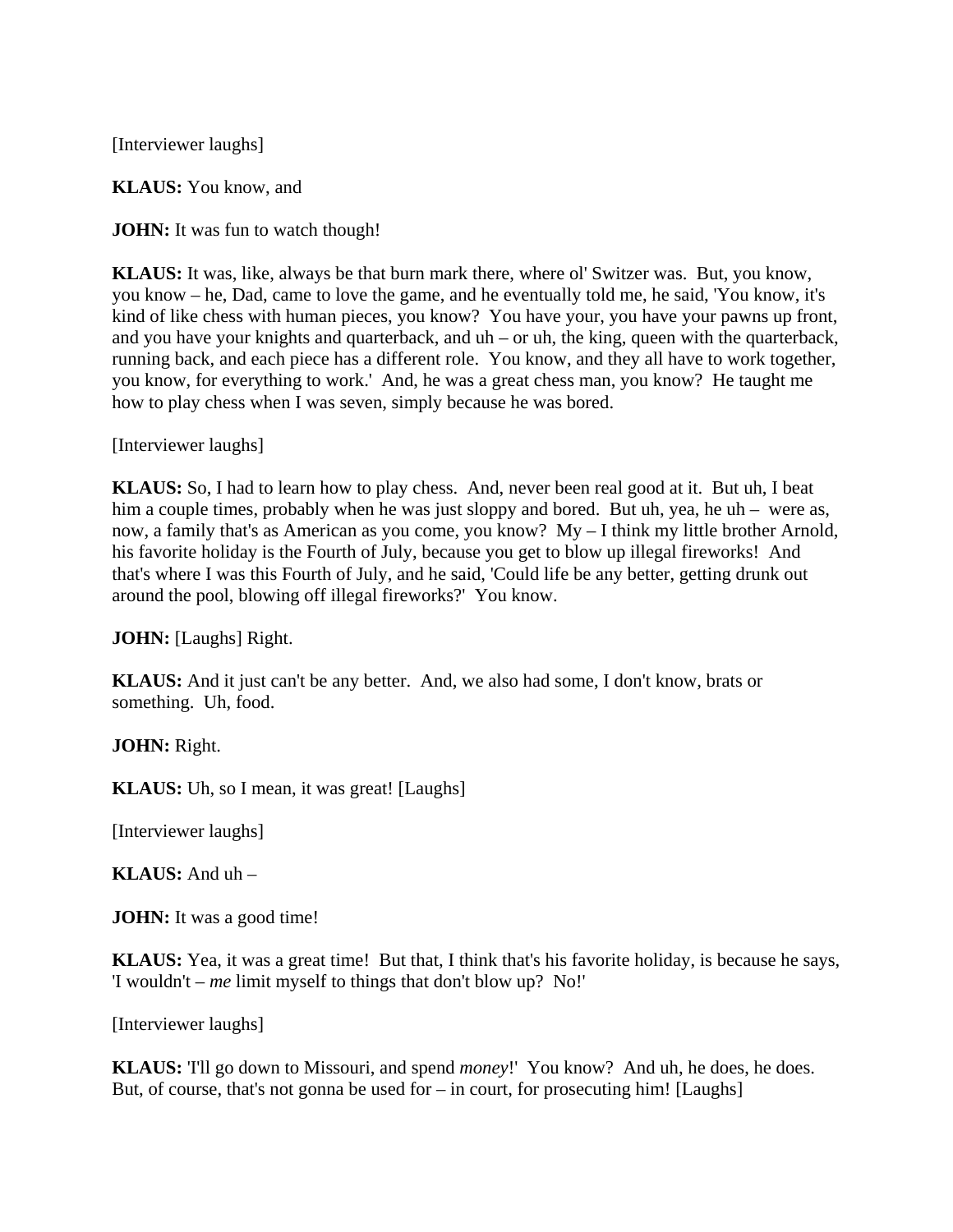[Interviewer laughs]

**KLAUS:** You know, and

**JOHN:** It was fun to watch though!

**KLAUS:** It was, like, always be that burn mark there, where ol' Switzer was. But, you know, you know – he, Dad, came to love the game, and he eventually told me, he said, 'You know, it's kind of like chess with human pieces, you know? You have your, you have your pawns up front, and you have your knights and quarterback, and uh – or uh, the king, queen with the quarterback, running back, and each piece has a different role. You know, and they all have to work together, you know, for everything to work.' And, he was a great chess man, you know? He taught me how to play chess when I was seven, simply because he was bored.

[Interviewer laughs]

**KLAUS:** So, I had to learn how to play chess. And, never been real good at it. But uh, I beat him a couple times, probably when he was just sloppy and bored. But uh, yea, he uh – were as, now, a family that's as American as you come, you know? My – I think my little brother Arnold, his favorite holiday is the Fourth of July, because you get to blow up illegal fireworks! And that's where I was this Fourth of July, and he said, 'Could life be any better, getting drunk out around the pool, blowing off illegal fireworks?' You know.

**JOHN:** [Laughs] Right.

**KLAUS:** And it just can't be any better. And, we also had some, I don't know, brats or something. Uh, food.

**JOHN:** Right.

**KLAUS:** Uh, so I mean, it was great! [Laughs]

[Interviewer laughs]

**KLAUS:** And uh –

**JOHN:** It was a good time!

**KLAUS:** Yea, it was a great time! But that, I think that's his favorite holiday, is because he says, 'I wouldn't – *me* limit myself to things that don't blow up? No!'

[Interviewer laughs]

**KLAUS:** 'I'll go down to Missouri, and spend *money*!' You know? And uh, he does, he does. But, of course, that's not gonna be used for – in court, for prosecuting him! [Laughs]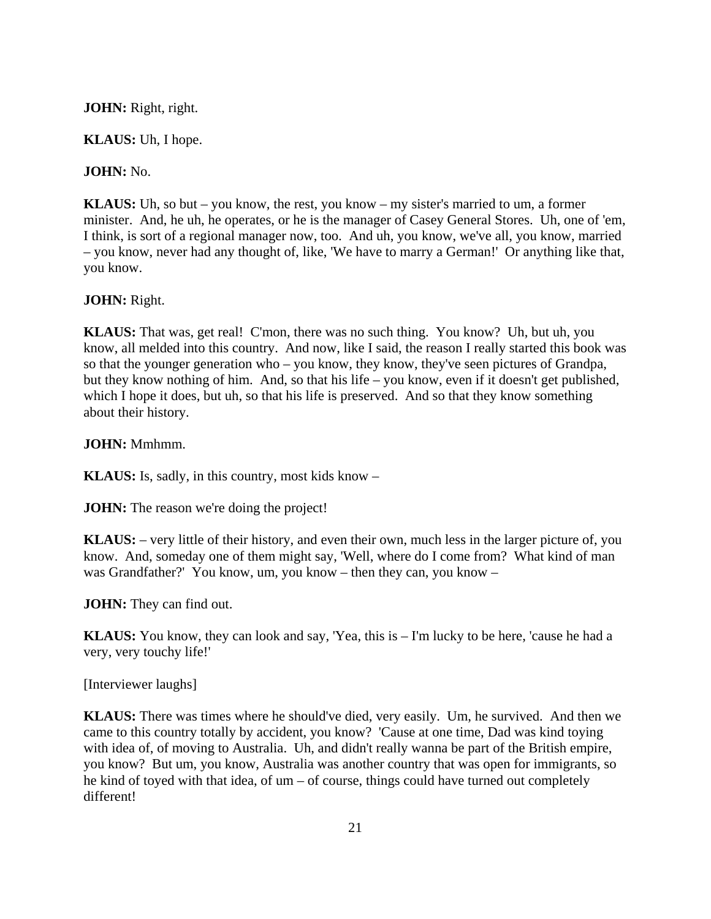**JOHN:** Right, right.

**KLAUS:** Uh, I hope.

**JOHN:** No.

**KLAUS:** Uh, so but – you know, the rest, you know – my sister's married to um, a former minister. And, he uh, he operates, or he is the manager of Casey General Stores. Uh, one of 'em, I think, is sort of a regional manager now, too. And uh, you know, we've all, you know, married – you know, never had any thought of, like, 'We have to marry a German!' Or anything like that, you know.

**JOHN:** Right.

**KLAUS:** That was, get real! C'mon, there was no such thing. You know? Uh, but uh, you know, all melded into this country. And now, like I said, the reason I really started this book was so that the younger generation who – you know, they know, they've seen pictures of Grandpa, but they know nothing of him. And, so that his life – you know, even if it doesn't get published, which I hope it does, but uh, so that his life is preserved. And so that they know something about their history.

**JOHN:** Mmhmm.

**KLAUS:** Is, sadly, in this country, most kids know –

**JOHN:** The reason we're doing the project!

**KLAUS:** – very little of their history, and even their own, much less in the larger picture of, you know. And, someday one of them might say, 'Well, where do I come from? What kind of man was Grandfather?' You know, um, you know – then they can, you know –

**JOHN:** They can find out.

**KLAUS:** You know, they can look and say, 'Yea, this is – I'm lucky to be here, 'cause he had a very, very touchy life!'

[Interviewer laughs]

**KLAUS:** There was times where he should've died, very easily. Um, he survived. And then we came to this country totally by accident, you know? 'Cause at one time, Dad was kind toying with idea of, of moving to Australia. Uh, and didn't really wanna be part of the British empire, you know? But um, you know, Australia was another country that was open for immigrants, so he kind of toyed with that idea, of um – of course, things could have turned out completely different!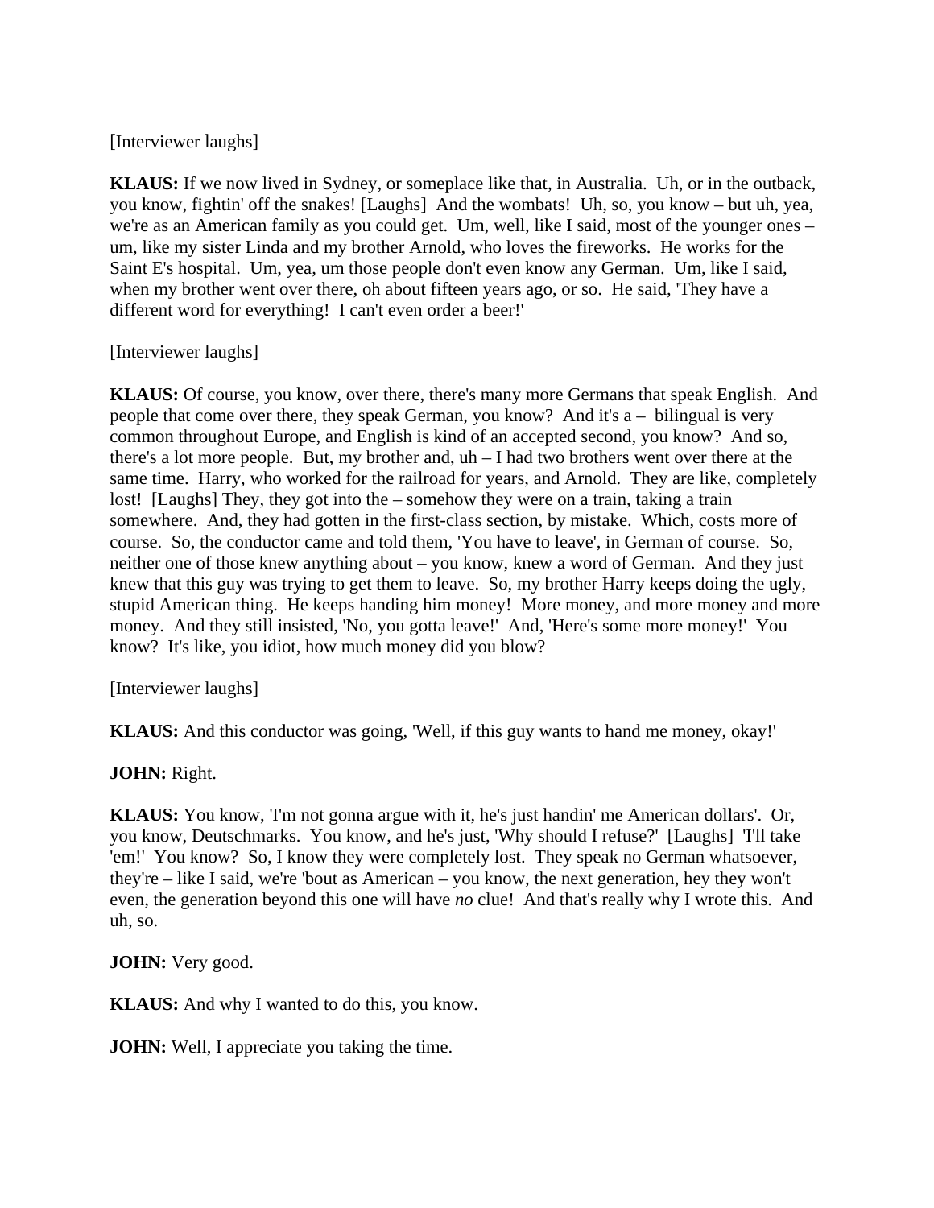[Interviewer laughs]

**KLAUS:** If we now lived in Sydney, or someplace like that, in Australia. Uh, or in the outback, you know, fightin' off the snakes! [Laughs] And the wombats! Uh, so, you know – but uh, yea, we're as an American family as you could get. Um, well, like I said, most of the younger ones – um, like my sister Linda and my brother Arnold, who loves the fireworks. He works for the Saint E's hospital. Um, yea, um those people don't even know any German. Um, like I said, when my brother went over there, oh about fifteen years ago, or so. He said, 'They have a different word for everything! I can't even order a beer!'

[Interviewer laughs]

**KLAUS:** Of course, you know, over there, there's many more Germans that speak English. And people that come over there, they speak German, you know? And it's a – bilingual is very common throughout Europe, and English is kind of an accepted second, you know? And so, there's a lot more people. But, my brother and, uh – I had two brothers went over there at the same time. Harry, who worked for the railroad for years, and Arnold. They are like, completely lost! [Laughs] They, they got into the – somehow they were on a train, taking a train somewhere. And, they had gotten in the first-class section, by mistake. Which, costs more of course. So, the conductor came and told them, 'You have to leave', in German of course. So, neither one of those knew anything about – you know, knew a word of German. And they just knew that this guy was trying to get them to leave. So, my brother Harry keeps doing the ugly, stupid American thing. He keeps handing him money! More money, and more money and more money. And they still insisted, 'No, you gotta leave!' And, 'Here's some more money!' You know? It's like, you idiot, how much money did you blow?

[Interviewer laughs]

**KLAUS:** And this conductor was going, 'Well, if this guy wants to hand me money, okay!'

**JOHN:** Right.

**KLAUS:** You know, 'I'm not gonna argue with it, he's just handin' me American dollars'. Or, you know, Deutschmarks. You know, and he's just, 'Why should I refuse?' [Laughs] 'I'll take 'em!' You know? So, I know they were completely lost. They speak no German whatsoever, they're – like I said, we're 'bout as American – you know, the next generation, hey they won't even, the generation beyond this one will have *no* clue! And that's really why I wrote this. And uh, so.

**JOHN:** Very good.

**KLAUS:** And why I wanted to do this, you know.

**JOHN:** Well, I appreciate you taking the time.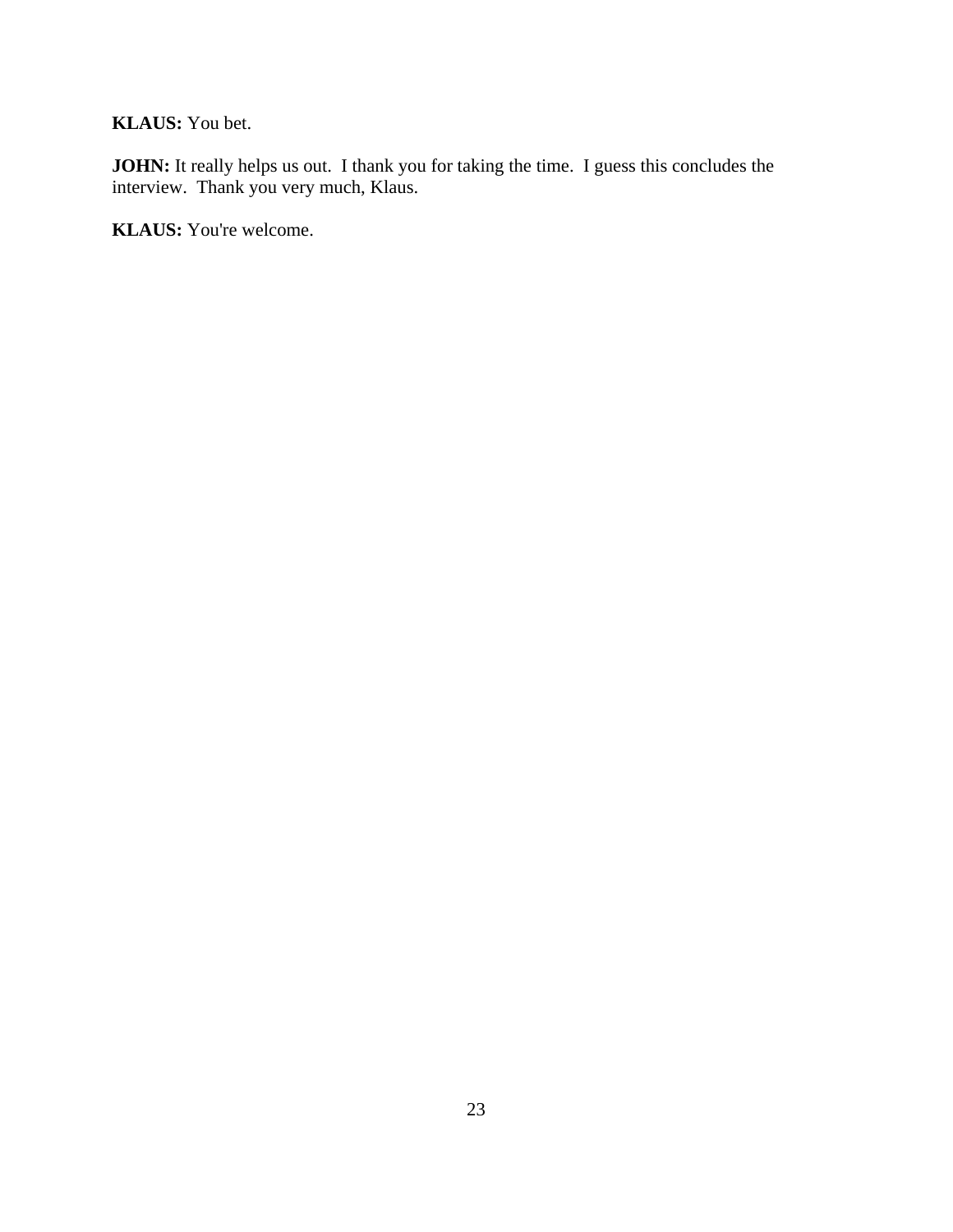**KLAUS:** You bet.

**JOHN:** It really helps us out. I thank you for taking the time. I guess this concludes the interview. Thank you very much, Klaus.

**KLAUS:** You're welcome.